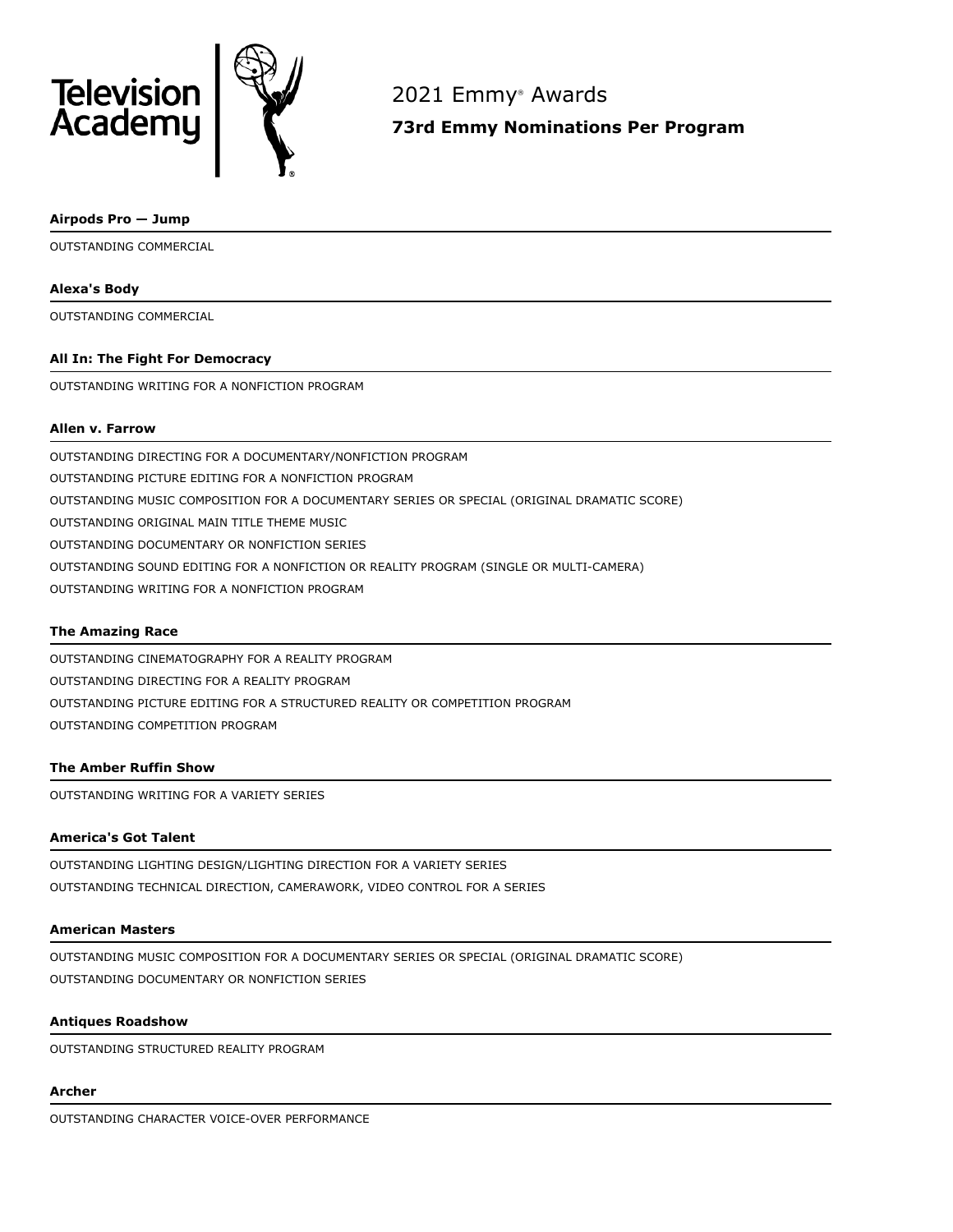Television Academy

# 2021 Emmy® Awards

## 73rd Emmy Nominations Per Program

**Airpods Pro — Jump**

OUTSTANDING COMMERCIAL

**Alexa's Body**

OUTSTANDING COMMERCIAL

**All In: The Fight For Democracy**

OUTSTANDING WRITING FOR A NONFICTION PROGRAM

**Allen v. Farrow**

OUTSTANDING DIRECTING FOR A DOCUMENTARY/NONFICTION PROGRAM

OUTSTANDING PICTURE EDITING FOR A NONFICTION PROGRAM

OUTSTANDING MUSIC COMPOSITION FOR A DOCUMENTARY SERIES OR SPECIAL (ORIGINAL DRAMATIC SCORE)

OUTSTANDING ORIGINAL MAIN TITLE THEME MUSIC

OUTSTANDING DOCUMENTARY OR NONFICTION SERIES

OUTSTANDING SOUND EDITING FOR A NONFICTION OR REALITY PROGRAM (SINGLE OR MULTI-CAMERA)

OUTSTANDING WRITING FOR A NONFICTION PROGRAM

**The Amazing Race**

OUTSTANDING CINEMATOGRAPHY FOR A REALITY PROGRAM

OUTSTANDING DIRECTING FOR A REALITY PROGRAM

OUTSTANDING PICTURE EDITING FOR A STRUCTURED REALITY OR COMPETITION PROGRAM

OUTSTANDING COMPETITION PROGRAM

**The Amber Ruffin Show**

OUTSTANDING WRITING FOR A VARIETY SERIES

**America's Got Talent**

OUTSTANDING LIGHTING DESIGN/LIGHTING DIRECTION FOR A VARIETY SERIES

OUTSTANDING TECHNICAL DIRECTION, CAMERAWORK, VIDEO CONTROL FOR A SERIES

**American Masters**

OUTSTANDING MUSIC COMPOSITION FOR A DOCUMENTARY SERIES OR SPECIAL (ORIGINAL DRAMATIC SCORE)

OUTSTANDING DOCUMENTARY OR NONFICTION SERIES

**Antiques Roadshow**

OUTSTANDING STRUCTURED REALITY PROGRAM

**Archer**

OUTSTANDING CHARACTER VOICE-OVER PERFORMANCE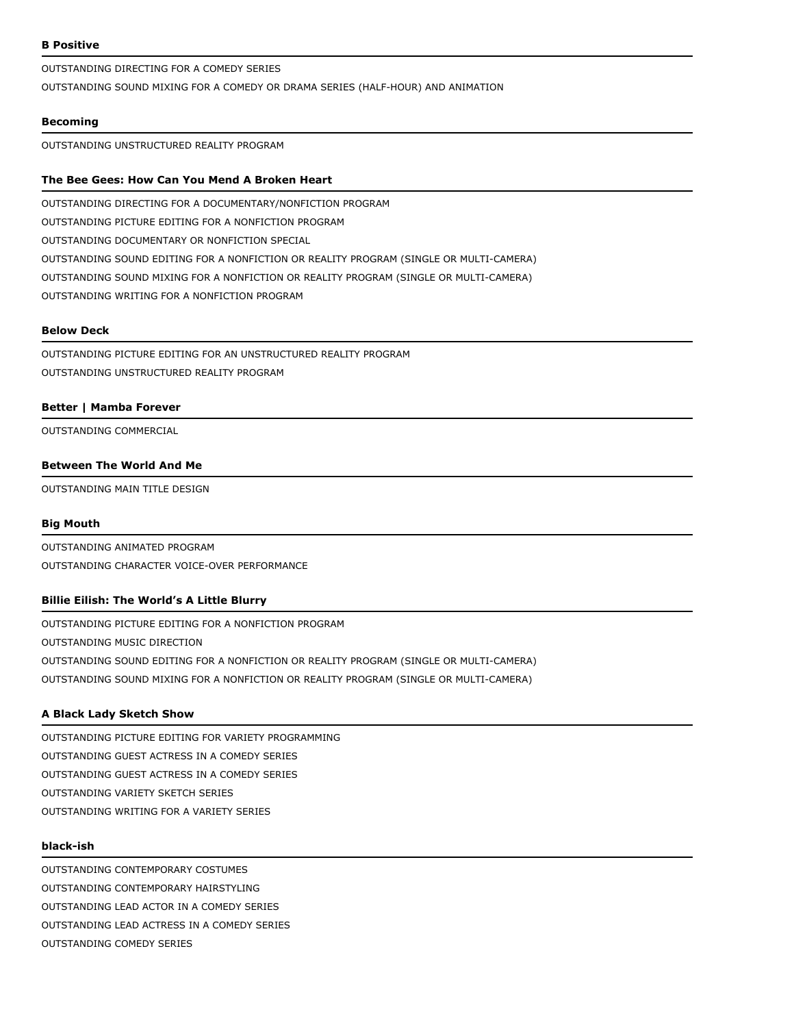**B Positive**

OUTSTANDING DIRECTING FOR A COMEDY SERIES

OUTSTANDING SOUND MIXING FOR A COMEDY OR DRAMA SERIES (HALF-HOUR) AND ANIMATION

**Becoming**

OUTSTANDING UNSTRUCTURED REALITY PROGRAM

**The Bee Gees: How Can You Mend A Broken Heart**

OUTSTANDING DIRECTING FOR A DOCUMENTARY/NONFICTION PROGRAM

OUTSTANDING PICTURE EDITING FOR A NONFICTION PROGRAM

OUTSTANDING DOCUMENTARY OR NONFICTION SPECIAL

OUTSTANDING SOUND EDITING FOR A NONFICTION OR REALITY PROGRAM (SINGLE OR MULTI-CAMERA)

OUTSTANDING SOUND MIXING FOR A NONFICTION OR REALITY PROGRAM (SINGLE OR MULTI-CAMERA)

OUTSTANDING WRITING FOR A NONFICTION PROGRAM

**Below Deck**

OUTSTANDING PICTURE EDITING FOR AN UNSTRUCTURED REALITY PROGRAM

OUTSTANDING UNSTRUCTURED REALITY PROGRAM

**Better | Mamba Forever**

OUTSTANDING COMMERCIAL

**Between The World And Me**

OUTSTANDING MAIN TITLE DESIGN

**Big Mouth**

OUTSTANDING ANIMATED PROGRAM

OUTSTANDING CHARACTER VOICE-OVER PERFORMANCE

**Billie Eilish: The World's A Little Blurry**

OUTSTANDING PICTURE EDITING FOR A NONFICTION PROGRAM

OUTSTANDING MUSIC DIRECTION

OUTSTANDING SOUND EDITING FOR A NONFICTION OR REALITY PROGRAM (SINGLE OR MULTI-CAMERA)

OUTSTANDING SOUND MIXING FOR A NONFICTION OR REALITY PROGRAM (SINGLE OR MULTI-CAMERA)

**A Black Lady Sketch Show**

OUTSTANDING PICTURE EDITING FOR VARIETY PROGRAMMING

OUTSTANDING GUEST ACTRESS IN A COMEDY SERIES

OUTSTANDING GUEST ACTRESS IN A COMEDY SERIES

OUTSTANDING VARIETY SKETCH SERIES

OUTSTANDING WRITING FOR A VARIETY SERIES

**black-ish**

OUTSTANDING CONTEMPORARY COSTUMES

OUTSTANDING CONTEMPORARY HAIRSTYLING

OUTSTANDING LEAD ACTOR IN A COMEDY SERIES

OUTSTANDING LEAD ACTRESS IN A COMEDY SERIES

OUTSTANDING COMEDY SERIES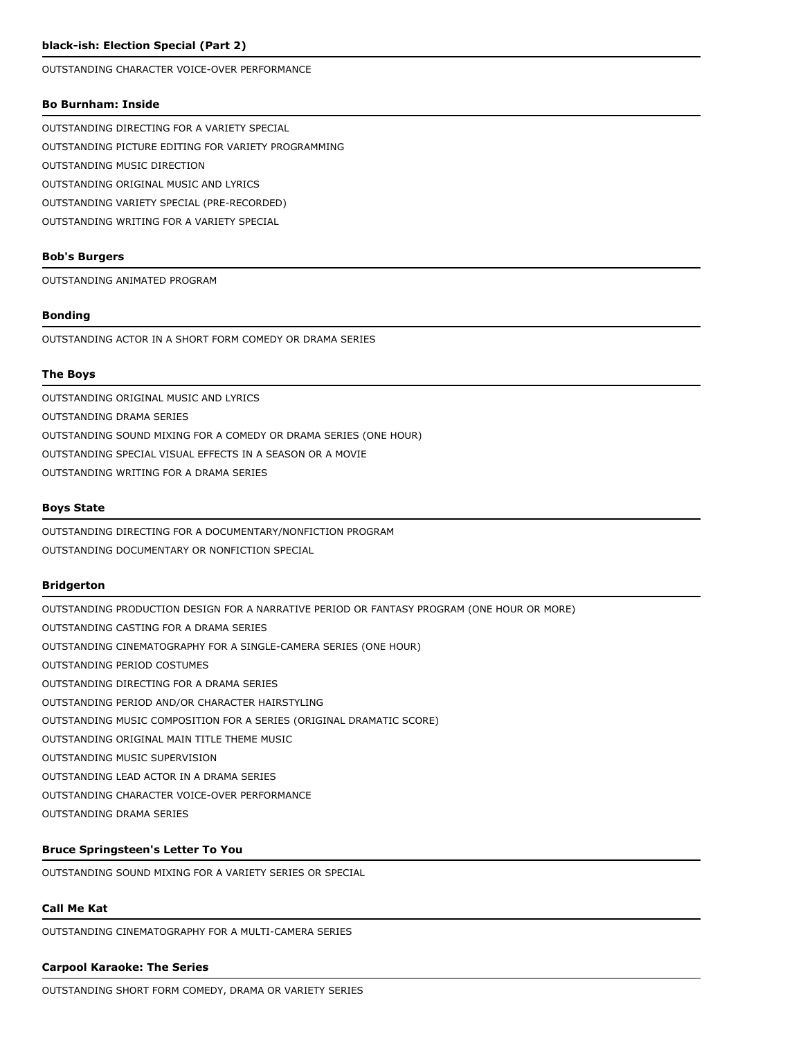### black-ish: Election Special (Part 2)

OUTSTANDING CHARACTER VOICE-OVER PERFORMANCE

### Bo Burnham: Inside

OUTSTANDING DIRECTING FOR A VARIETY SPECIAL
OUTSTANDING PICTURE EDITING FOR VARIETY PROGRAMMING
OUTSTANDING MUSIC DIRECTION
OUTSTANDING ORIGINAL MUSIC AND LYRICS
OUTSTANDING VARIETY SPECIAL (PRE-RECORDED)
OUTSTANDING WRITING FOR A VARIETY SPECIAL

### Bob's Burgers

OUTSTANDING ANIMATED PROGRAM

### Bonding

OUTSTANDING ACTOR IN A SHORT FORM COMEDY OR DRAMA SERIES

### The Boys

OUTSTANDING ORIGINAL MUSIC AND LYRICS
OUTSTANDING DRAMA SERIES
OUTSTANDING SOUND MIXING FOR A COMEDY OR DRAMA SERIES (ONE HOUR)
OUTSTANDING SPECIAL VISUAL EFFECTS IN A SEASON OR A MOVIE
OUTSTANDING WRITING FOR A DRAMA SERIES

### Boys State

OUTSTANDING DIRECTING FOR A DOCUMENTARY/NONFICTION PROGRAM
OUTSTANDING DOCUMENTARY OR NONFICTION SPECIAL

### Bridgerton

OUTSTANDING PRODUCTION DESIGN FOR A NARRATIVE PERIOD OR FANTASY PROGRAM (ONE HOUR OR MORE)
OUTSTANDING CASTING FOR A DRAMA SERIES
OUTSTANDING CINEMATOGRAPHY FOR A SINGLE-CAMERA SERIES (ONE HOUR)
OUTSTANDING PERIOD COSTUMES
OUTSTANDING DIRECTING FOR A DRAMA SERIES
OUTSTANDING PERIOD AND/OR CHARACTER HAIRSTYLING
OUTSTANDING MUSIC COMPOSITION FOR A SERIES (ORIGINAL DRAMATIC SCORE)
OUTSTANDING ORIGINAL MAIN TITLE THEME MUSIC
OUTSTANDING MUSIC SUPERVISION
OUTSTANDING LEAD ACTOR IN A DRAMA SERIES
OUTSTANDING CHARACTER VOICE-OVER PERFORMANCE
OUTSTANDING DRAMA SERIES

### Bruce Springsteen's Letter To You

OUTSTANDING SOUND MIXING FOR A VARIETY SERIES OR SPECIAL

### Call Me Kat

OUTSTANDING CINEMATOGRAPHY FOR A MULTI-CAMERA SERIES

### Carpool Karaoke: The Series

OUTSTANDING SHORT FORM COMEDY, DRAMA OR VARIETY SERIES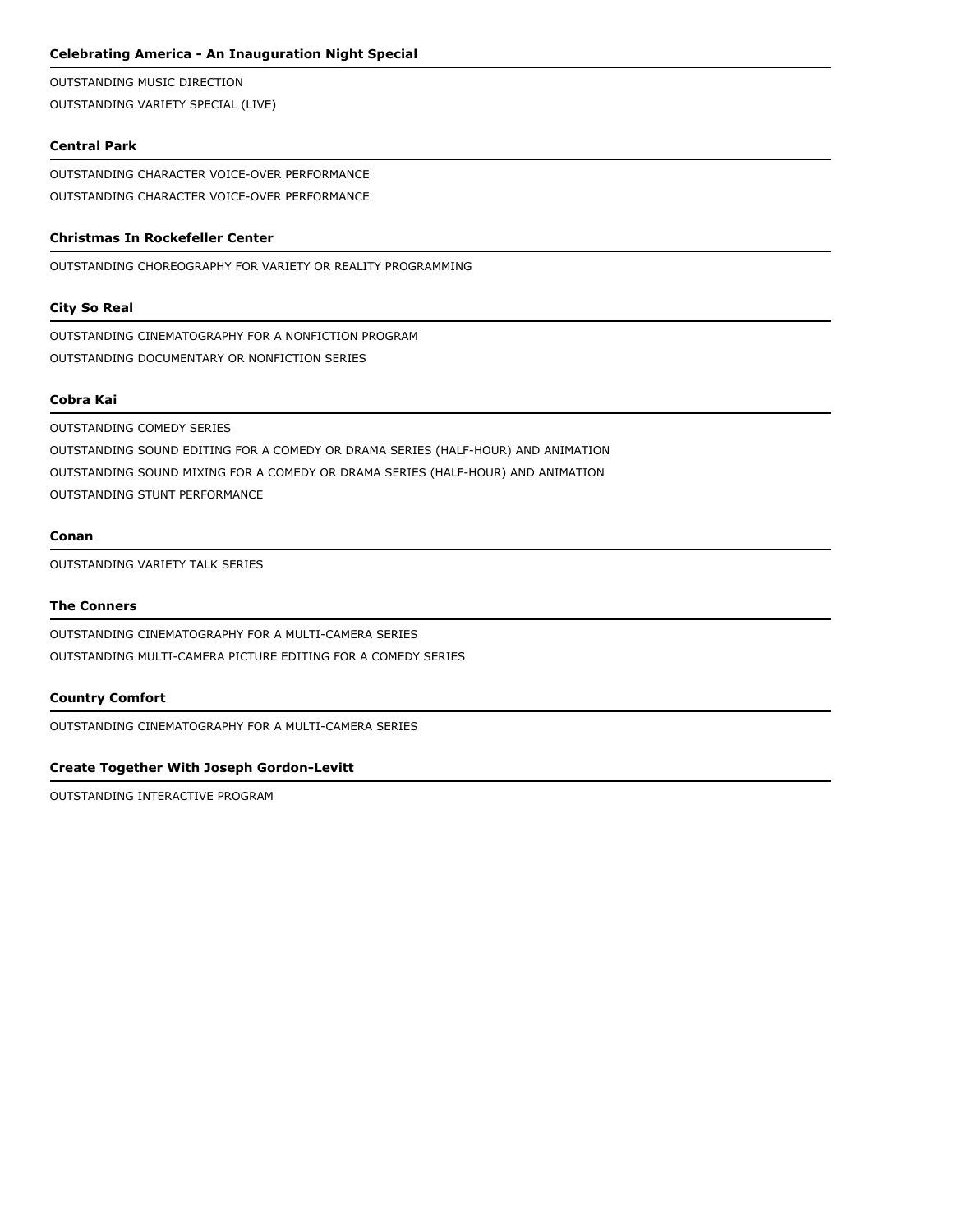### Celebrating America - An Inauguration Night Special

OUTSTANDING MUSIC DIRECTION

OUTSTANDING VARIETY SPECIAL (LIVE)

### Central Park

OUTSTANDING CHARACTER VOICE-OVER PERFORMANCE

OUTSTANDING CHARACTER VOICE-OVER PERFORMANCE

### Christmas In Rockefeller Center

OUTSTANDING CHOREOGRAPHY FOR VARIETY OR REALITY PROGRAMMING

### City So Real

OUTSTANDING CINEMATOGRAPHY FOR A NONFICTION PROGRAM

OUTSTANDING DOCUMENTARY OR NONFICTION SERIES

### Cobra Kai

OUTSTANDING COMEDY SERIES

OUTSTANDING SOUND EDITING FOR A COMEDY OR DRAMA SERIES (HALF-HOUR) AND ANIMATION

OUTSTANDING SOUND MIXING FOR A COMEDY OR DRAMA SERIES (HALF-HOUR) AND ANIMATION

OUTSTANDING STUNT PERFORMANCE

### Conan

OUTSTANDING VARIETY TALK SERIES

### The Conners

OUTSTANDING CINEMATOGRAPHY FOR A MULTI-CAMERA SERIES

OUTSTANDING MULTI-CAMERA PICTURE EDITING FOR A COMEDY SERIES

### Country Comfort

OUTSTANDING CINEMATOGRAPHY FOR A MULTI-CAMERA SERIES

### Create Together With Joseph Gordon-Levitt

OUTSTANDING INTERACTIVE PROGRAM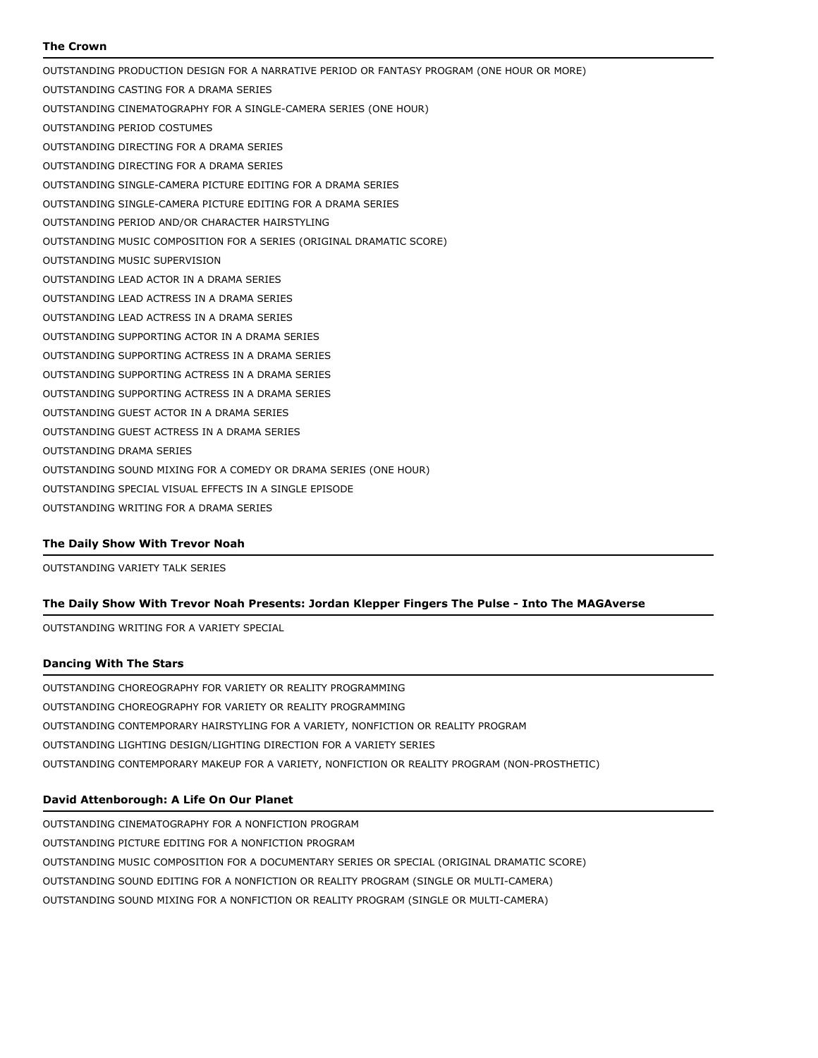### The Crown

OUTSTANDING PRODUCTION DESIGN FOR A NARRATIVE PERIOD OR FANTASY PROGRAM (ONE HOUR OR MORE)

OUTSTANDING CASTING FOR A DRAMA SERIES

OUTSTANDING CINEMATOGRAPHY FOR A SINGLE-CAMERA SERIES (ONE HOUR)

OUTSTANDING PERIOD COSTUMES

OUTSTANDING DIRECTING FOR A DRAMA SERIES

OUTSTANDING DIRECTING FOR A DRAMA SERIES

OUTSTANDING SINGLE-CAMERA PICTURE EDITING FOR A DRAMA SERIES

OUTSTANDING SINGLE-CAMERA PICTURE EDITING FOR A DRAMA SERIES

OUTSTANDING PERIOD AND/OR CHARACTER HAIRSTYLING

OUTSTANDING MUSIC COMPOSITION FOR A SERIES (ORIGINAL DRAMATIC SCORE)

OUTSTANDING MUSIC SUPERVISION

OUTSTANDING LEAD ACTOR IN A DRAMA SERIES

OUTSTANDING LEAD ACTRESS IN A DRAMA SERIES

OUTSTANDING LEAD ACTRESS IN A DRAMA SERIES

OUTSTANDING SUPPORTING ACTOR IN A DRAMA SERIES

OUTSTANDING SUPPORTING ACTRESS IN A DRAMA SERIES

OUTSTANDING SUPPORTING ACTRESS IN A DRAMA SERIES

OUTSTANDING SUPPORTING ACTRESS IN A DRAMA SERIES

OUTSTANDING GUEST ACTOR IN A DRAMA SERIES

OUTSTANDING GUEST ACTRESS IN A DRAMA SERIES

OUTSTANDING DRAMA SERIES

OUTSTANDING SOUND MIXING FOR A COMEDY OR DRAMA SERIES (ONE HOUR)

OUTSTANDING SPECIAL VISUAL EFFECTS IN A SINGLE EPISODE

OUTSTANDING WRITING FOR A DRAMA SERIES

### The Daily Show With Trevor Noah

OUTSTANDING VARIETY TALK SERIES

### The Daily Show With Trevor Noah Presents: Jordan Klepper Fingers The Pulse - Into The MAGAverse

OUTSTANDING WRITING FOR A VARIETY SPECIAL

### Dancing With The Stars

OUTSTANDING CHOREOGRAPHY FOR VARIETY OR REALITY PROGRAMMING

OUTSTANDING CHOREOGRAPHY FOR VARIETY OR REALITY PROGRAMMING

OUTSTANDING CONTEMPORARY HAIRSTYLING FOR A VARIETY, NONFICTION OR REALITY PROGRAM

OUTSTANDING LIGHTING DESIGN/LIGHTING DIRECTION FOR A VARIETY SERIES

OUTSTANDING CONTEMPORARY MAKEUP FOR A VARIETY, NONFICTION OR REALITY PROGRAM (NON-PROSTHETIC)

### David Attenborough: A Life On Our Planet

OUTSTANDING CINEMATOGRAPHY FOR A NONFICTION PROGRAM

OUTSTANDING PICTURE EDITING FOR A NONFICTION PROGRAM

OUTSTANDING MUSIC COMPOSITION FOR A DOCUMENTARY SERIES OR SPECIAL (ORIGINAL DRAMATIC SCORE)

OUTSTANDING SOUND EDITING FOR A NONFICTION OR REALITY PROGRAM (SINGLE OR MULTI-CAMERA)

OUTSTANDING SOUND MIXING FOR A NONFICTION OR REALITY PROGRAM (SINGLE OR MULTI-CAMERA)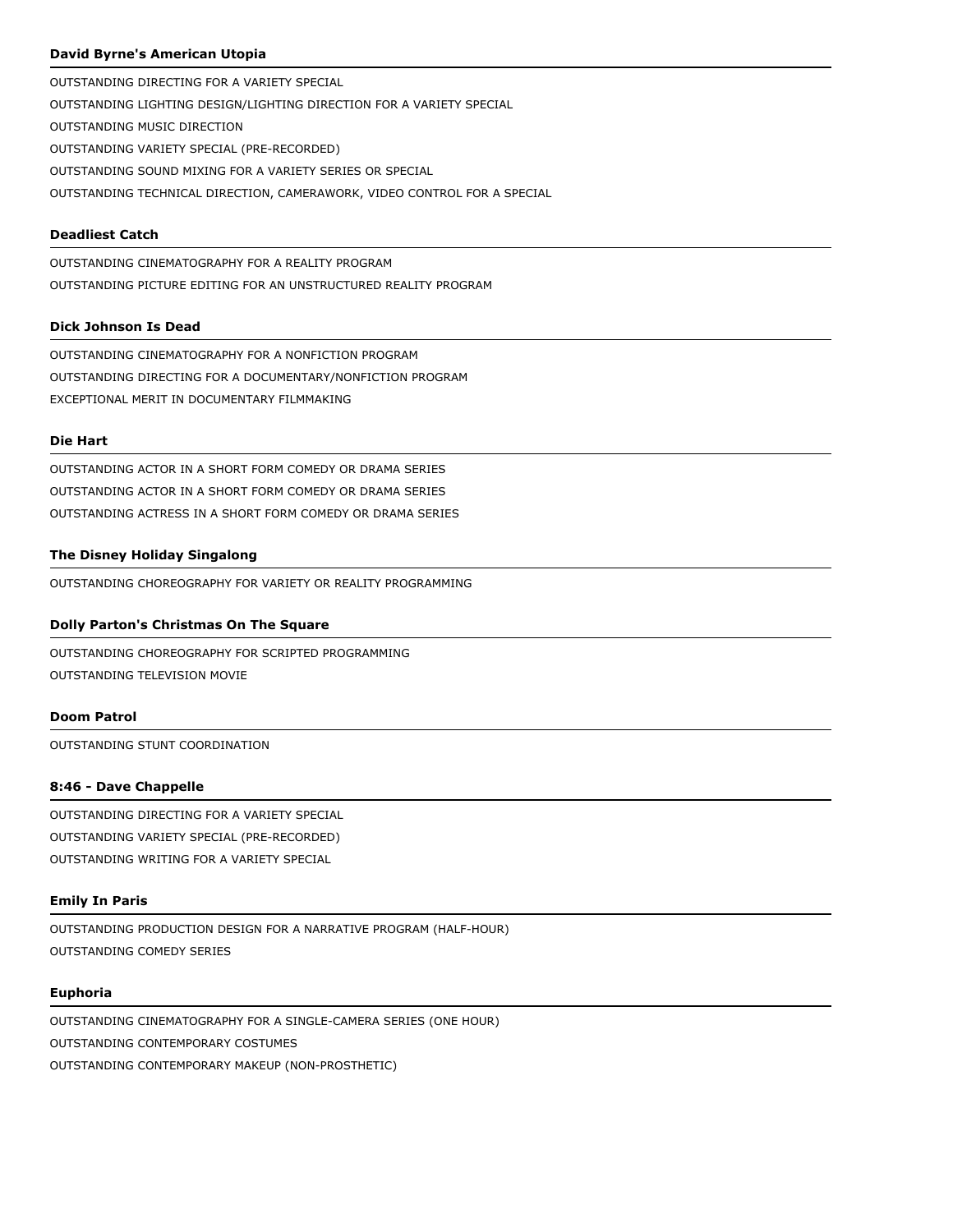### David Byrne's American Utopia

OUTSTANDING DIRECTING FOR A VARIETY SPECIAL

OUTSTANDING LIGHTING DESIGN/LIGHTING DIRECTION FOR A VARIETY SPECIAL

OUTSTANDING MUSIC DIRECTION

OUTSTANDING VARIETY SPECIAL (PRE-RECORDED)

OUTSTANDING SOUND MIXING FOR A VARIETY SERIES OR SPECIAL

OUTSTANDING TECHNICAL DIRECTION, CAMERAWORK, VIDEO CONTROL FOR A SPECIAL

### Deadliest Catch

OUTSTANDING CINEMATOGRAPHY FOR A REALITY PROGRAM

OUTSTANDING PICTURE EDITING FOR AN UNSTRUCTURED REALITY PROGRAM

### Dick Johnson Is Dead

OUTSTANDING CINEMATOGRAPHY FOR A NONFICTION PROGRAM

OUTSTANDING DIRECTING FOR A DOCUMENTARY/NONFICTION PROGRAM

EXCEPTIONAL MERIT IN DOCUMENTARY FILMMAKING

### Die Hart

OUTSTANDING ACTOR IN A SHORT FORM COMEDY OR DRAMA SERIES

OUTSTANDING ACTOR IN A SHORT FORM COMEDY OR DRAMA SERIES

OUTSTANDING ACTRESS IN A SHORT FORM COMEDY OR DRAMA SERIES

### The Disney Holiday Singalong

OUTSTANDING CHOREOGRAPHY FOR VARIETY OR REALITY PROGRAMMING

### Dolly Parton's Christmas On The Square

OUTSTANDING CHOREOGRAPHY FOR SCRIPTED PROGRAMMING

OUTSTANDING TELEVISION MOVIE

### Doom Patrol

OUTSTANDING STUNT COORDINATION

### 8:46 - Dave Chappelle

OUTSTANDING DIRECTING FOR A VARIETY SPECIAL

OUTSTANDING VARIETY SPECIAL (PRE-RECORDED)

OUTSTANDING WRITING FOR A VARIETY SPECIAL

### Emily In Paris

OUTSTANDING PRODUCTION DESIGN FOR A NARRATIVE PROGRAM (HALF-HOUR)

OUTSTANDING COMEDY SERIES

### Euphoria

OUTSTANDING CINEMATOGRAPHY FOR A SINGLE-CAMERA SERIES (ONE HOUR)

OUTSTANDING CONTEMPORARY COSTUMES

OUTSTANDING CONTEMPORARY MAKEUP (NON-PROSTHETIC)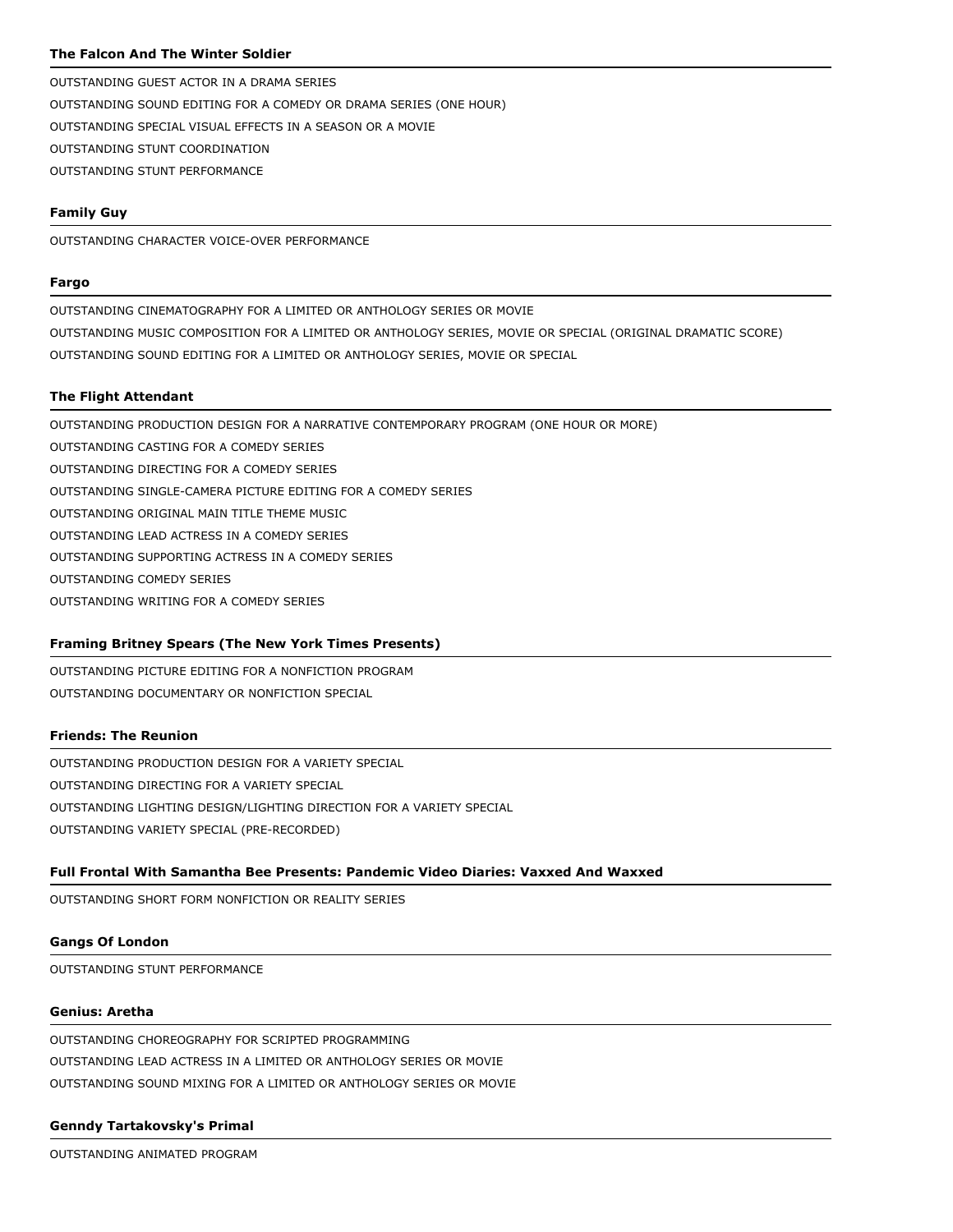### The Falcon And The Winter Soldier

OUTSTANDING GUEST ACTOR IN A DRAMA SERIES
OUTSTANDING SOUND EDITING FOR A COMEDY OR DRAMA SERIES (ONE HOUR)
OUTSTANDING SPECIAL VISUAL EFFECTS IN A SEASON OR A MOVIE
OUTSTANDING STUNT COORDINATION
OUTSTANDING STUNT PERFORMANCE

### Family Guy

OUTSTANDING CHARACTER VOICE-OVER PERFORMANCE

### Fargo

OUTSTANDING CINEMATOGRAPHY FOR A LIMITED OR ANTHOLOGY SERIES OR MOVIE
OUTSTANDING MUSIC COMPOSITION FOR A LIMITED OR ANTHOLOGY SERIES, MOVIE OR SPECIAL (ORIGINAL DRAMATIC SCORE)
OUTSTANDING SOUND EDITING FOR A LIMITED OR ANTHOLOGY SERIES, MOVIE OR SPECIAL

### The Flight Attendant

OUTSTANDING PRODUCTION DESIGN FOR A NARRATIVE CONTEMPORARY PROGRAM (ONE HOUR OR MORE)
OUTSTANDING CASTING FOR A COMEDY SERIES
OUTSTANDING DIRECTING FOR A COMEDY SERIES
OUTSTANDING SINGLE-CAMERA PICTURE EDITING FOR A COMEDY SERIES
OUTSTANDING ORIGINAL MAIN TITLE THEME MUSIC
OUTSTANDING LEAD ACTRESS IN A COMEDY SERIES
OUTSTANDING SUPPORTING ACTRESS IN A COMEDY SERIES
OUTSTANDING COMEDY SERIES
OUTSTANDING WRITING FOR A COMEDY SERIES

### Framing Britney Spears (The New York Times Presents)

OUTSTANDING PICTURE EDITING FOR A NONFICTION PROGRAM
OUTSTANDING DOCUMENTARY OR NONFICTION SPECIAL

### Friends: The Reunion

OUTSTANDING PRODUCTION DESIGN FOR A VARIETY SPECIAL
OUTSTANDING DIRECTING FOR A VARIETY SPECIAL
OUTSTANDING LIGHTING DESIGN/LIGHTING DIRECTION FOR A VARIETY SPECIAL
OUTSTANDING VARIETY SPECIAL (PRE-RECORDED)

### Full Frontal With Samantha Bee Presents: Pandemic Video Diaries: Vaxxed And Waxxed

OUTSTANDING SHORT FORM NONFICTION OR REALITY SERIES

### Gangs Of London

OUTSTANDING STUNT PERFORMANCE

### Genius: Aretha

OUTSTANDING CHOREOGRAPHY FOR SCRIPTED PROGRAMMING
OUTSTANDING LEAD ACTRESS IN A LIMITED OR ANTHOLOGY SERIES OR MOVIE
OUTSTANDING SOUND MIXING FOR A LIMITED OR ANTHOLOGY SERIES OR MOVIE

### Genndy Tartakovsky's Primal

OUTSTANDING ANIMATED PROGRAM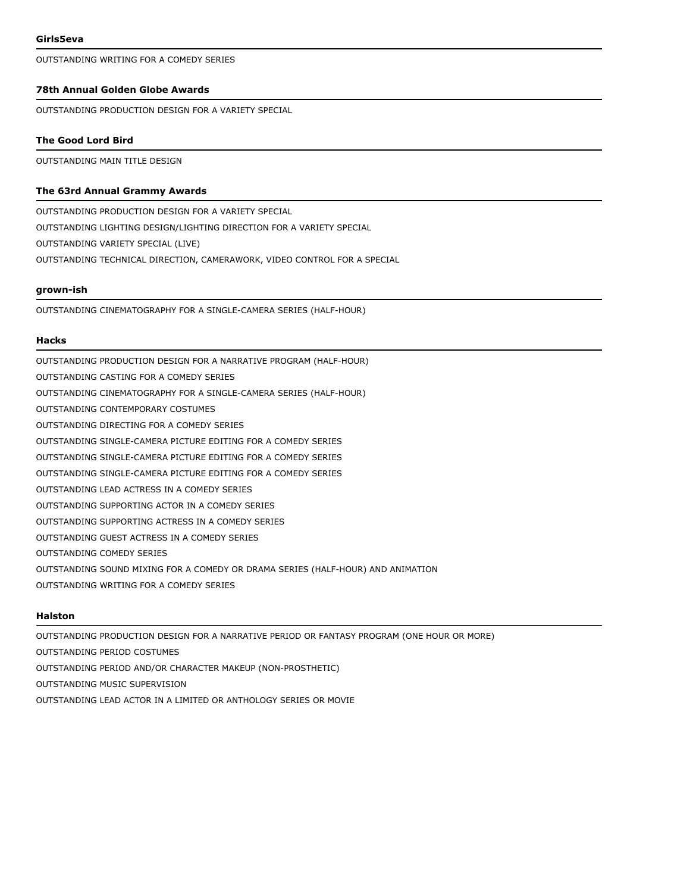### Girls5eva

OUTSTANDING WRITING FOR A COMEDY SERIES

### 78th Annual Golden Globe Awards

OUTSTANDING PRODUCTION DESIGN FOR A VARIETY SPECIAL

### The Good Lord Bird

OUTSTANDING MAIN TITLE DESIGN

### The 63rd Annual Grammy Awards

OUTSTANDING PRODUCTION DESIGN FOR A VARIETY SPECIAL

OUTSTANDING LIGHTING DESIGN/LIGHTING DIRECTION FOR A VARIETY SPECIAL

OUTSTANDING VARIETY SPECIAL (LIVE)

OUTSTANDING TECHNICAL DIRECTION, CAMERAWORK, VIDEO CONTROL FOR A SPECIAL

### grown-ish

OUTSTANDING CINEMATOGRAPHY FOR A SINGLE-CAMERA SERIES (HALF-HOUR)

### Hacks

OUTSTANDING PRODUCTION DESIGN FOR A NARRATIVE PROGRAM (HALF-HOUR)

OUTSTANDING CASTING FOR A COMEDY SERIES

OUTSTANDING CINEMATOGRAPHY FOR A SINGLE-CAMERA SERIES (HALF-HOUR)

OUTSTANDING CONTEMPORARY COSTUMES

OUTSTANDING DIRECTING FOR A COMEDY SERIES

OUTSTANDING SINGLE-CAMERA PICTURE EDITING FOR A COMEDY SERIES

OUTSTANDING SINGLE-CAMERA PICTURE EDITING FOR A COMEDY SERIES

OUTSTANDING SINGLE-CAMERA PICTURE EDITING FOR A COMEDY SERIES

OUTSTANDING LEAD ACTRESS IN A COMEDY SERIES

OUTSTANDING SUPPORTING ACTOR IN A COMEDY SERIES

OUTSTANDING SUPPORTING ACTRESS IN A COMEDY SERIES

OUTSTANDING GUEST ACTRESS IN A COMEDY SERIES

OUTSTANDING COMEDY SERIES

OUTSTANDING SOUND MIXING FOR A COMEDY OR DRAMA SERIES (HALF-HOUR) AND ANIMATION

OUTSTANDING WRITING FOR A COMEDY SERIES

### Halston

OUTSTANDING PRODUCTION DESIGN FOR A NARRATIVE PERIOD OR FANTASY PROGRAM (ONE HOUR OR MORE)

OUTSTANDING PERIOD COSTUMES

OUTSTANDING PERIOD AND/OR CHARACTER MAKEUP (NON-PROSTHETIC)

OUTSTANDING MUSIC SUPERVISION

OUTSTANDING LEAD ACTOR IN A LIMITED OR ANTHOLOGY SERIES OR MOVIE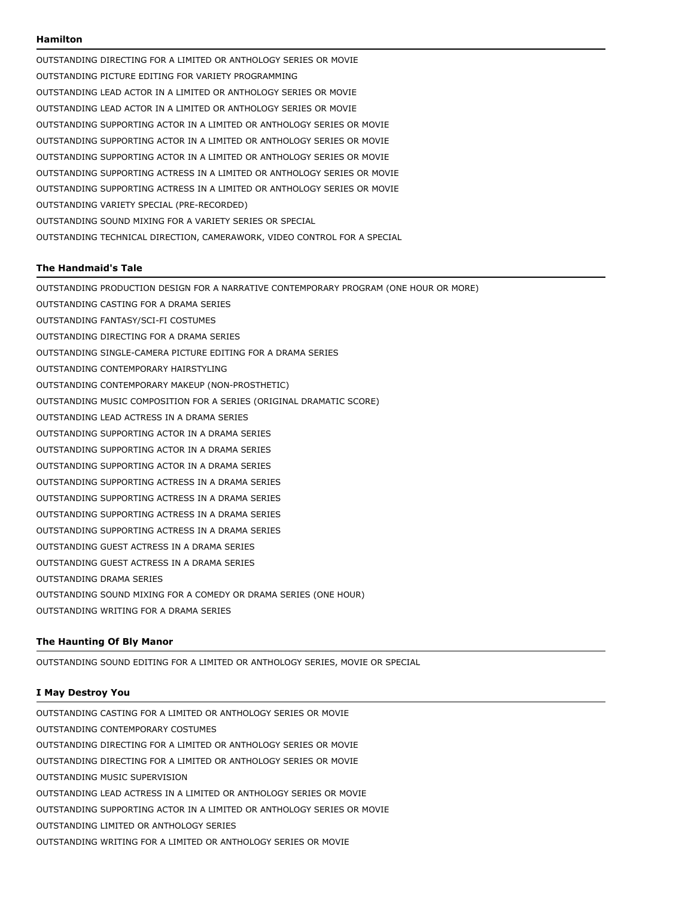### Hamilton

OUTSTANDING DIRECTING FOR A LIMITED OR ANTHOLOGY SERIES OR MOVIE

OUTSTANDING PICTURE EDITING FOR VARIETY PROGRAMMING

OUTSTANDING LEAD ACTOR IN A LIMITED OR ANTHOLOGY SERIES OR MOVIE

OUTSTANDING LEAD ACTOR IN A LIMITED OR ANTHOLOGY SERIES OR MOVIE

OUTSTANDING SUPPORTING ACTOR IN A LIMITED OR ANTHOLOGY SERIES OR MOVIE

OUTSTANDING SUPPORTING ACTOR IN A LIMITED OR ANTHOLOGY SERIES OR MOVIE

OUTSTANDING SUPPORTING ACTOR IN A LIMITED OR ANTHOLOGY SERIES OR MOVIE

OUTSTANDING SUPPORTING ACTRESS IN A LIMITED OR ANTHOLOGY SERIES OR MOVIE

OUTSTANDING SUPPORTING ACTRESS IN A LIMITED OR ANTHOLOGY SERIES OR MOVIE

OUTSTANDING VARIETY SPECIAL (PRE-RECORDED)

OUTSTANDING SOUND MIXING FOR A VARIETY SERIES OR SPECIAL

OUTSTANDING TECHNICAL DIRECTION, CAMERAWORK, VIDEO CONTROL FOR A SPECIAL

### The Handmaid's Tale

OUTSTANDING PRODUCTION DESIGN FOR A NARRATIVE CONTEMPORARY PROGRAM (ONE HOUR OR MORE)

OUTSTANDING CASTING FOR A DRAMA SERIES

OUTSTANDING FANTASY/SCI-FI COSTUMES

OUTSTANDING DIRECTING FOR A DRAMA SERIES

OUTSTANDING SINGLE-CAMERA PICTURE EDITING FOR A DRAMA SERIES

OUTSTANDING CONTEMPORARY HAIRSTYLING

OUTSTANDING CONTEMPORARY MAKEUP (NON-PROSTHETIC)

OUTSTANDING MUSIC COMPOSITION FOR A SERIES (ORIGINAL DRAMATIC SCORE)

OUTSTANDING LEAD ACTRESS IN A DRAMA SERIES

OUTSTANDING SUPPORTING ACTOR IN A DRAMA SERIES

OUTSTANDING SUPPORTING ACTOR IN A DRAMA SERIES

OUTSTANDING SUPPORTING ACTOR IN A DRAMA SERIES

OUTSTANDING SUPPORTING ACTRESS IN A DRAMA SERIES

OUTSTANDING SUPPORTING ACTRESS IN A DRAMA SERIES

OUTSTANDING SUPPORTING ACTRESS IN A DRAMA SERIES

OUTSTANDING SUPPORTING ACTRESS IN A DRAMA SERIES

OUTSTANDING GUEST ACTRESS IN A DRAMA SERIES

OUTSTANDING GUEST ACTRESS IN A DRAMA SERIES

OUTSTANDING DRAMA SERIES

OUTSTANDING SOUND MIXING FOR A COMEDY OR DRAMA SERIES (ONE HOUR)

OUTSTANDING WRITING FOR A DRAMA SERIES

### The Haunting Of Bly Manor

OUTSTANDING SOUND EDITING FOR A LIMITED OR ANTHOLOGY SERIES, MOVIE OR SPECIAL

### I May Destroy You

OUTSTANDING CASTING FOR A LIMITED OR ANTHOLOGY SERIES OR MOVIE

OUTSTANDING CONTEMPORARY COSTUMES

OUTSTANDING DIRECTING FOR A LIMITED OR ANTHOLOGY SERIES OR MOVIE

OUTSTANDING DIRECTING FOR A LIMITED OR ANTHOLOGY SERIES OR MOVIE

OUTSTANDING MUSIC SUPERVISION

OUTSTANDING LEAD ACTRESS IN A LIMITED OR ANTHOLOGY SERIES OR MOVIE

OUTSTANDING SUPPORTING ACTOR IN A LIMITED OR ANTHOLOGY SERIES OR MOVIE

OUTSTANDING LIMITED OR ANTHOLOGY SERIES

OUTSTANDING WRITING FOR A LIMITED OR ANTHOLOGY SERIES OR MOVIE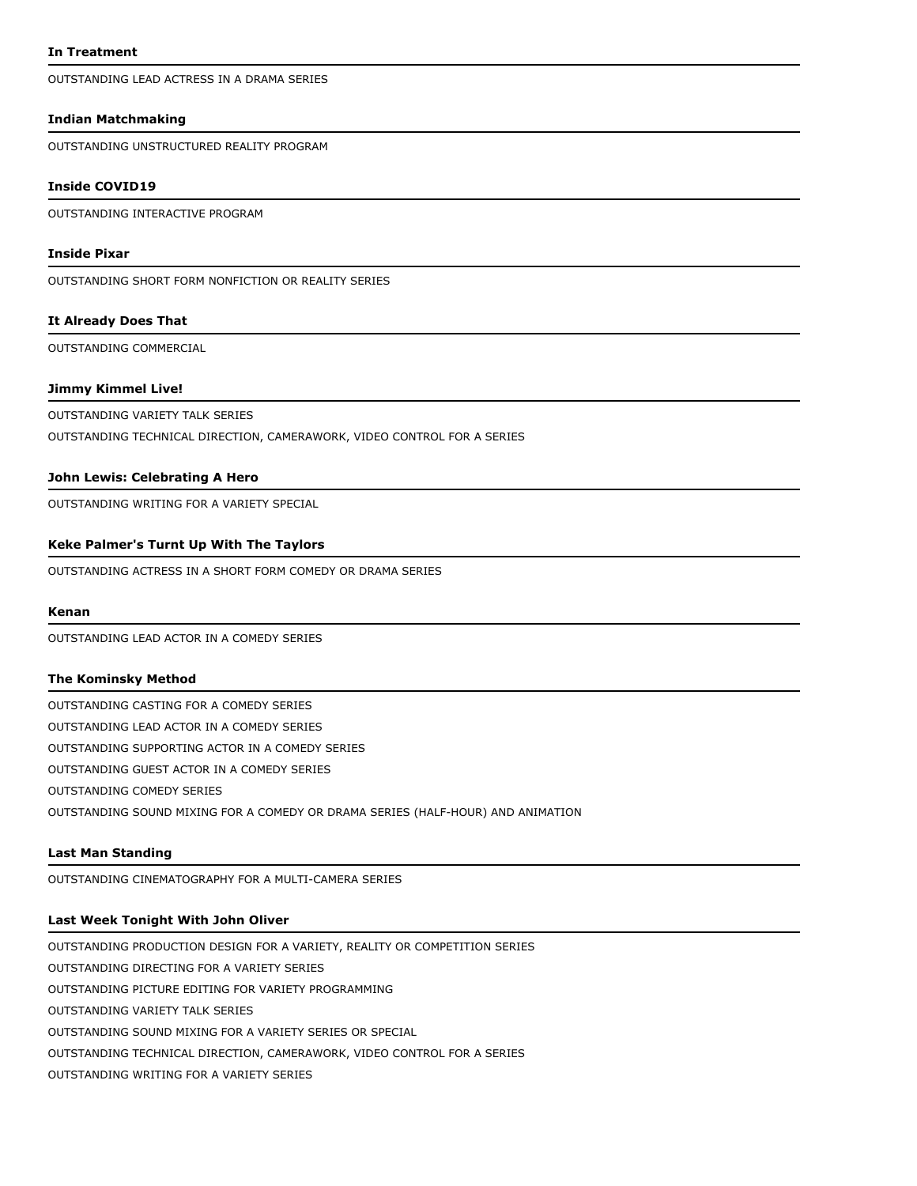### In Treatment

OUTSTANDING LEAD ACTRESS IN A DRAMA SERIES

### Indian Matchmaking

OUTSTANDING UNSTRUCTURED REALITY PROGRAM

### Inside COVID19

OUTSTANDING INTERACTIVE PROGRAM

### Inside Pixar

OUTSTANDING SHORT FORM NONFICTION OR REALITY SERIES

### It Already Does That

OUTSTANDING COMMERCIAL

### Jimmy Kimmel Live!

OUTSTANDING VARIETY TALK SERIES

OUTSTANDING TECHNICAL DIRECTION, CAMERAWORK, VIDEO CONTROL FOR A SERIES

### John Lewis: Celebrating A Hero

OUTSTANDING WRITING FOR A VARIETY SPECIAL

### Keke Palmer's Turnt Up With The Taylors

OUTSTANDING ACTRESS IN A SHORT FORM COMEDY OR DRAMA SERIES

### Kenan

OUTSTANDING LEAD ACTOR IN A COMEDY SERIES

### The Kominsky Method

OUTSTANDING CASTING FOR A COMEDY SERIES

OUTSTANDING LEAD ACTOR IN A COMEDY SERIES

OUTSTANDING SUPPORTING ACTOR IN A COMEDY SERIES

OUTSTANDING GUEST ACTOR IN A COMEDY SERIES

OUTSTANDING COMEDY SERIES

OUTSTANDING SOUND MIXING FOR A COMEDY OR DRAMA SERIES (HALF-HOUR) AND ANIMATION

### Last Man Standing

OUTSTANDING CINEMATOGRAPHY FOR A MULTI-CAMERA SERIES

### Last Week Tonight With John Oliver

OUTSTANDING PRODUCTION DESIGN FOR A VARIETY, REALITY OR COMPETITION SERIES

OUTSTANDING DIRECTING FOR A VARIETY SERIES

OUTSTANDING PICTURE EDITING FOR VARIETY PROGRAMMING

OUTSTANDING VARIETY TALK SERIES

OUTSTANDING SOUND MIXING FOR A VARIETY SERIES OR SPECIAL

OUTSTANDING TECHNICAL DIRECTION, CAMERAWORK, VIDEO CONTROL FOR A SERIES

OUTSTANDING WRITING FOR A VARIETY SERIES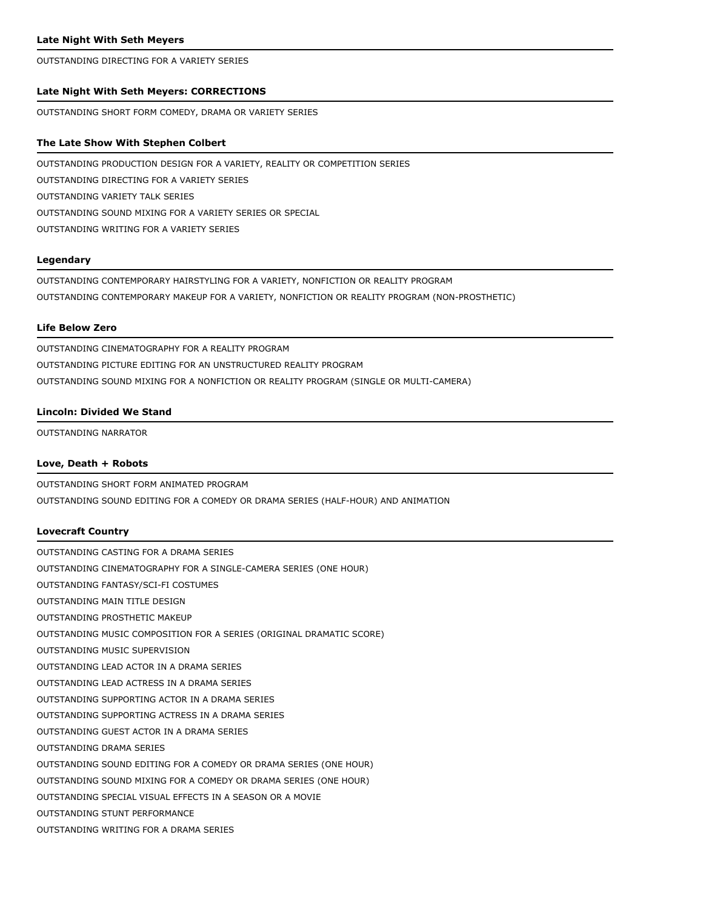### Late Night With Seth Meyers

OUTSTANDING DIRECTING FOR A VARIETY SERIES

### Late Night With Seth Meyers: CORRECTIONS

OUTSTANDING SHORT FORM COMEDY, DRAMA OR VARIETY SERIES

### The Late Show With Stephen Colbert

OUTSTANDING PRODUCTION DESIGN FOR A VARIETY, REALITY OR COMPETITION SERIES

OUTSTANDING DIRECTING FOR A VARIETY SERIES

OUTSTANDING VARIETY TALK SERIES

OUTSTANDING SOUND MIXING FOR A VARIETY SERIES OR SPECIAL

OUTSTANDING WRITING FOR A VARIETY SERIES

### Legendary

OUTSTANDING CONTEMPORARY HAIRSTYLING FOR A VARIETY, NONFICTION OR REALITY PROGRAM

OUTSTANDING CONTEMPORARY MAKEUP FOR A VARIETY, NONFICTION OR REALITY PROGRAM (NON-PROSTHETIC)

### Life Below Zero

OUTSTANDING CINEMATOGRAPHY FOR A REALITY PROGRAM

OUTSTANDING PICTURE EDITING FOR AN UNSTRUCTURED REALITY PROGRAM

OUTSTANDING SOUND MIXING FOR A NONFICTION OR REALITY PROGRAM (SINGLE OR MULTI-CAMERA)

### Lincoln: Divided We Stand

OUTSTANDING NARRATOR

### Love, Death + Robots

OUTSTANDING SHORT FORM ANIMATED PROGRAM

OUTSTANDING SOUND EDITING FOR A COMEDY OR DRAMA SERIES (HALF-HOUR) AND ANIMATION

### Lovecraft Country

OUTSTANDING CASTING FOR A DRAMA SERIES

OUTSTANDING CINEMATOGRAPHY FOR A SINGLE-CAMERA SERIES (ONE HOUR)

OUTSTANDING FANTASY/SCI-FI COSTUMES

OUTSTANDING MAIN TITLE DESIGN

OUTSTANDING PROSTHETIC MAKEUP

OUTSTANDING MUSIC COMPOSITION FOR A SERIES (ORIGINAL DRAMATIC SCORE)

OUTSTANDING MUSIC SUPERVISION

OUTSTANDING LEAD ACTOR IN A DRAMA SERIES

OUTSTANDING LEAD ACTRESS IN A DRAMA SERIES

OUTSTANDING SUPPORTING ACTOR IN A DRAMA SERIES

OUTSTANDING SUPPORTING ACTRESS IN A DRAMA SERIES

OUTSTANDING GUEST ACTOR IN A DRAMA SERIES

OUTSTANDING DRAMA SERIES

OUTSTANDING SOUND EDITING FOR A COMEDY OR DRAMA SERIES (ONE HOUR)

OUTSTANDING SOUND MIXING FOR A COMEDY OR DRAMA SERIES (ONE HOUR)

OUTSTANDING SPECIAL VISUAL EFFECTS IN A SEASON OR A MOVIE

OUTSTANDING STUNT PERFORMANCE

OUTSTANDING WRITING FOR A DRAMA SERIES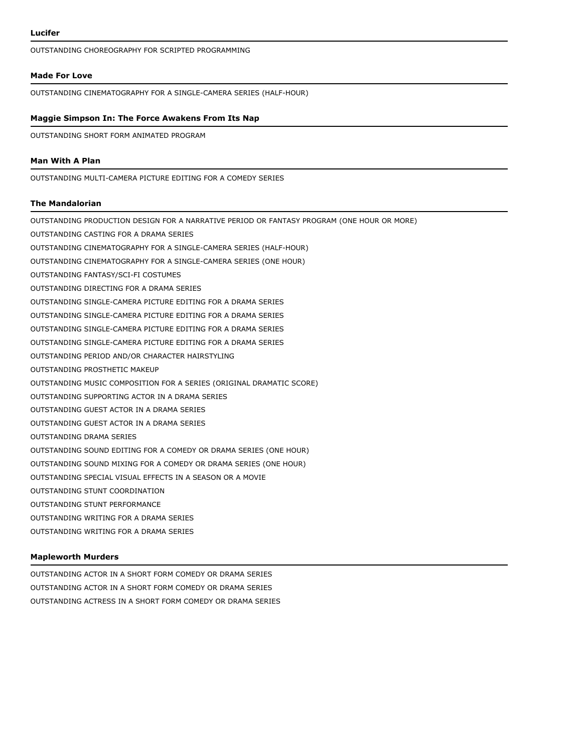**Lucifer**

OUTSTANDING CHOREOGRAPHY FOR SCRIPTED PROGRAMMING

**Made For Love**

OUTSTANDING CINEMATOGRAPHY FOR A SINGLE-CAMERA SERIES (HALF-HOUR)

**Maggie Simpson In: The Force Awakens From Its Nap**

OUTSTANDING SHORT FORM ANIMATED PROGRAM

**Man With A Plan**

OUTSTANDING MULTI-CAMERA PICTURE EDITING FOR A COMEDY SERIES

**The Mandalorian**

OUTSTANDING PRODUCTION DESIGN FOR A NARRATIVE PERIOD OR FANTASY PROGRAM (ONE HOUR OR MORE)

OUTSTANDING CASTING FOR A DRAMA SERIES

OUTSTANDING CINEMATOGRAPHY FOR A SINGLE-CAMERA SERIES (HALF-HOUR)

OUTSTANDING CINEMATOGRAPHY FOR A SINGLE-CAMERA SERIES (ONE HOUR)

OUTSTANDING FANTASY/SCI-FI COSTUMES

OUTSTANDING DIRECTING FOR A DRAMA SERIES

OUTSTANDING SINGLE-CAMERA PICTURE EDITING FOR A DRAMA SERIES

OUTSTANDING SINGLE-CAMERA PICTURE EDITING FOR A DRAMA SERIES

OUTSTANDING SINGLE-CAMERA PICTURE EDITING FOR A DRAMA SERIES

OUTSTANDING SINGLE-CAMERA PICTURE EDITING FOR A DRAMA SERIES

OUTSTANDING PERIOD AND/OR CHARACTER HAIRSTYLING

OUTSTANDING PROSTHETIC MAKEUP

OUTSTANDING MUSIC COMPOSITION FOR A SERIES (ORIGINAL DRAMATIC SCORE)

OUTSTANDING SUPPORTING ACTOR IN A DRAMA SERIES

OUTSTANDING GUEST ACTOR IN A DRAMA SERIES

OUTSTANDING GUEST ACTOR IN A DRAMA SERIES

OUTSTANDING DRAMA SERIES

OUTSTANDING SOUND EDITING FOR A COMEDY OR DRAMA SERIES (ONE HOUR)

OUTSTANDING SOUND MIXING FOR A COMEDY OR DRAMA SERIES (ONE HOUR)

OUTSTANDING SPECIAL VISUAL EFFECTS IN A SEASON OR A MOVIE

OUTSTANDING STUNT COORDINATION

OUTSTANDING STUNT PERFORMANCE

OUTSTANDING WRITING FOR A DRAMA SERIES

OUTSTANDING WRITING FOR A DRAMA SERIES

**Mapleworth Murders**

OUTSTANDING ACTOR IN A SHORT FORM COMEDY OR DRAMA SERIES

OUTSTANDING ACTOR IN A SHORT FORM COMEDY OR DRAMA SERIES

OUTSTANDING ACTRESS IN A SHORT FORM COMEDY OR DRAMA SERIES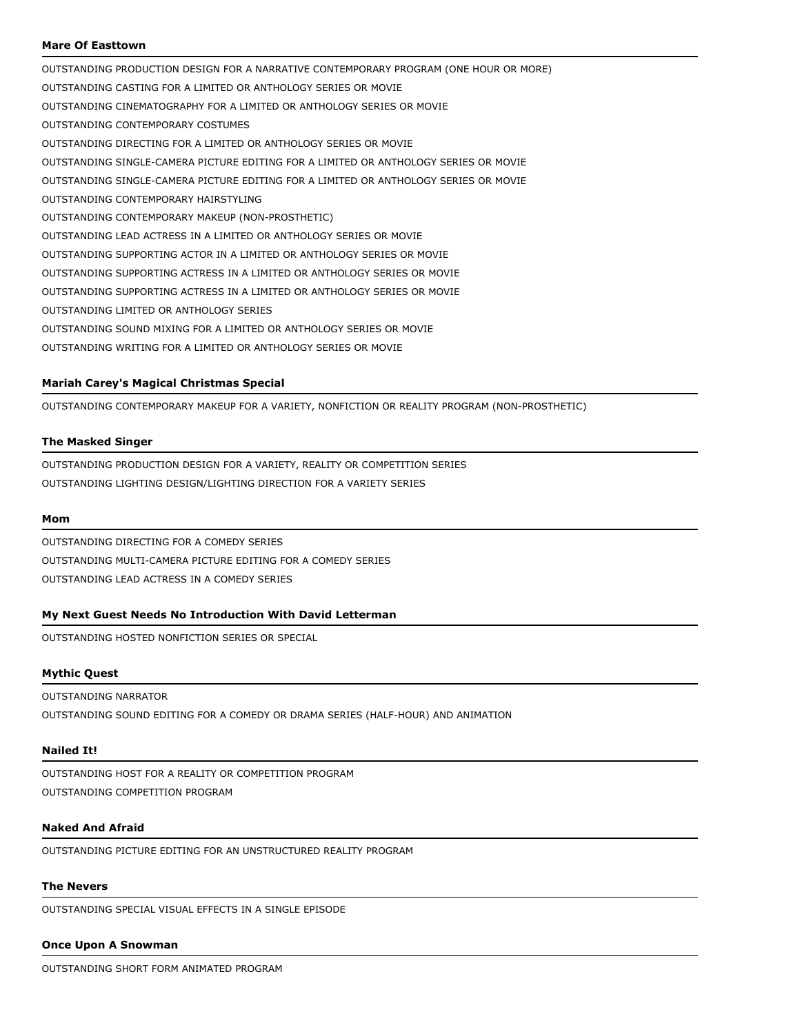**Mare Of Easttown**

OUTSTANDING PRODUCTION DESIGN FOR A NARRATIVE CONTEMPORARY PROGRAM (ONE HOUR OR MORE)

OUTSTANDING CASTING FOR A LIMITED OR ANTHOLOGY SERIES OR MOVIE

OUTSTANDING CINEMATOGRAPHY FOR A LIMITED OR ANTHOLOGY SERIES OR MOVIE

OUTSTANDING CONTEMPORARY COSTUMES

OUTSTANDING DIRECTING FOR A LIMITED OR ANTHOLOGY SERIES OR MOVIE

OUTSTANDING SINGLE-CAMERA PICTURE EDITING FOR A LIMITED OR ANTHOLOGY SERIES OR MOVIE

OUTSTANDING SINGLE-CAMERA PICTURE EDITING FOR A LIMITED OR ANTHOLOGY SERIES OR MOVIE

OUTSTANDING CONTEMPORARY HAIRSTYLING

OUTSTANDING CONTEMPORARY MAKEUP (NON-PROSTHETIC)

OUTSTANDING LEAD ACTRESS IN A LIMITED OR ANTHOLOGY SERIES OR MOVIE

OUTSTANDING SUPPORTING ACTOR IN A LIMITED OR ANTHOLOGY SERIES OR MOVIE

OUTSTANDING SUPPORTING ACTRESS IN A LIMITED OR ANTHOLOGY SERIES OR MOVIE

OUTSTANDING SUPPORTING ACTRESS IN A LIMITED OR ANTHOLOGY SERIES OR MOVIE

OUTSTANDING LIMITED OR ANTHOLOGY SERIES

OUTSTANDING SOUND MIXING FOR A LIMITED OR ANTHOLOGY SERIES OR MOVIE

OUTSTANDING WRITING FOR A LIMITED OR ANTHOLOGY SERIES OR MOVIE

**Mariah Carey's Magical Christmas Special**

OUTSTANDING CONTEMPORARY MAKEUP FOR A VARIETY, NONFICTION OR REALITY PROGRAM (NON-PROSTHETIC)

**The Masked Singer**

OUTSTANDING PRODUCTION DESIGN FOR A VARIETY, REALITY OR COMPETITION SERIES

OUTSTANDING LIGHTING DESIGN/LIGHTING DIRECTION FOR A VARIETY SERIES

**Mom**

OUTSTANDING DIRECTING FOR A COMEDY SERIES

OUTSTANDING MULTI-CAMERA PICTURE EDITING FOR A COMEDY SERIES

OUTSTANDING LEAD ACTRESS IN A COMEDY SERIES

**My Next Guest Needs No Introduction With David Letterman**

OUTSTANDING HOSTED NONFICTION SERIES OR SPECIAL

**Mythic Quest**

OUTSTANDING NARRATOR

OUTSTANDING SOUND EDITING FOR A COMEDY OR DRAMA SERIES (HALF-HOUR) AND ANIMATION

**Nailed It!**

OUTSTANDING HOST FOR A REALITY OR COMPETITION PROGRAM

OUTSTANDING COMPETITION PROGRAM

**Naked And Afraid**

OUTSTANDING PICTURE EDITING FOR AN UNSTRUCTURED REALITY PROGRAM

**The Nevers**

OUTSTANDING SPECIAL VISUAL EFFECTS IN A SINGLE EPISODE

**Once Upon A Snowman**

OUTSTANDING SHORT FORM ANIMATED PROGRAM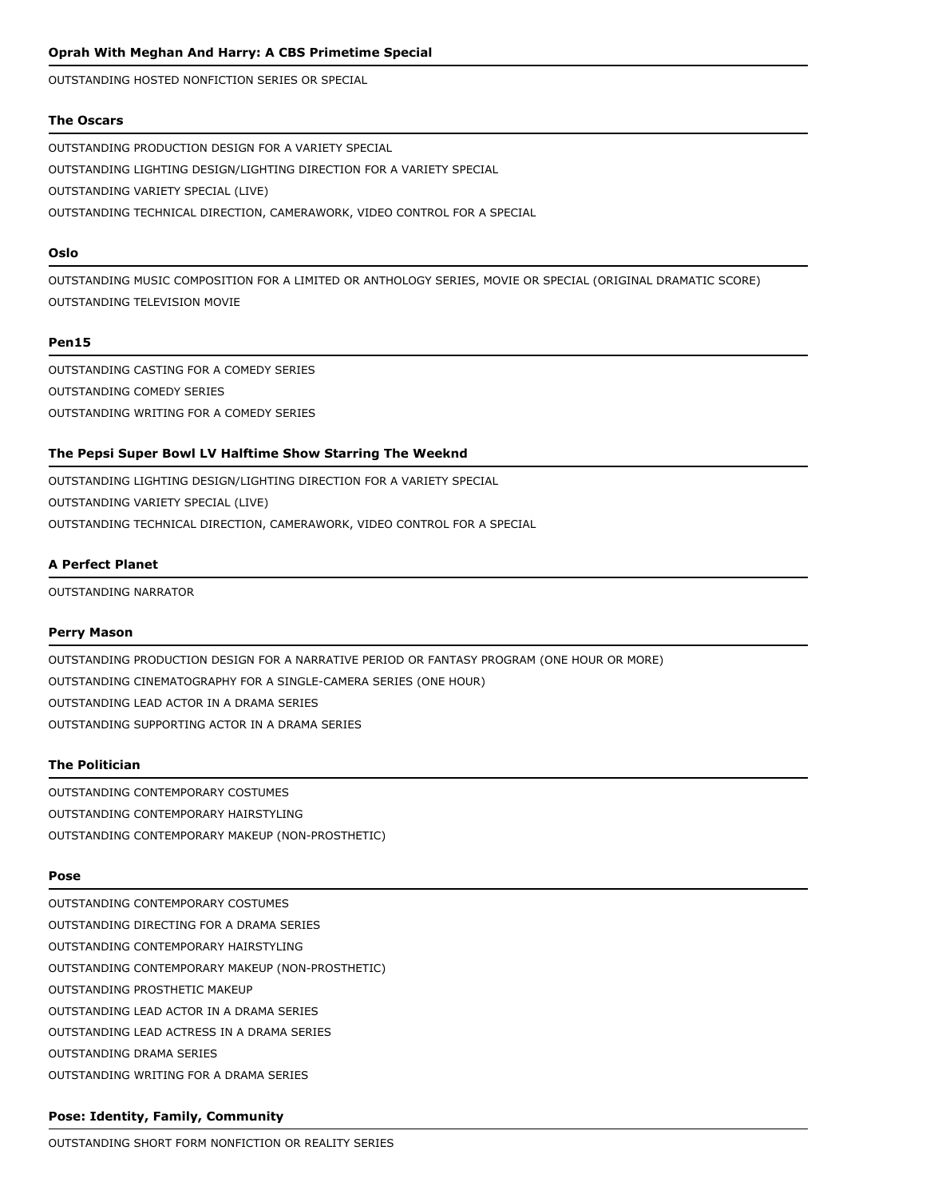### Oprah With Meghan And Harry: A CBS Primetime Special

OUTSTANDING HOSTED NONFICTION SERIES OR SPECIAL

### The Oscars

OUTSTANDING PRODUCTION DESIGN FOR A VARIETY SPECIAL

OUTSTANDING LIGHTING DESIGN/LIGHTING DIRECTION FOR A VARIETY SPECIAL

OUTSTANDING VARIETY SPECIAL (LIVE)

OUTSTANDING TECHNICAL DIRECTION, CAMERAWORK, VIDEO CONTROL FOR A SPECIAL

### Oslo

OUTSTANDING MUSIC COMPOSITION FOR A LIMITED OR ANTHOLOGY SERIES, MOVIE OR SPECIAL (ORIGINAL DRAMATIC SCORE)

OUTSTANDING TELEVISION MOVIE

### Pen15

OUTSTANDING CASTING FOR A COMEDY SERIES

OUTSTANDING COMEDY SERIES

OUTSTANDING WRITING FOR A COMEDY SERIES

### The Pepsi Super Bowl LV Halftime Show Starring The Weeknd

OUTSTANDING LIGHTING DESIGN/LIGHTING DIRECTION FOR A VARIETY SPECIAL

OUTSTANDING VARIETY SPECIAL (LIVE)

OUTSTANDING TECHNICAL DIRECTION, CAMERAWORK, VIDEO CONTROL FOR A SPECIAL

### A Perfect Planet

OUTSTANDING NARRATOR

### Perry Mason

OUTSTANDING PRODUCTION DESIGN FOR A NARRATIVE PERIOD OR FANTASY PROGRAM (ONE HOUR OR MORE)

OUTSTANDING CINEMATOGRAPHY FOR A SINGLE-CAMERA SERIES (ONE HOUR)

OUTSTANDING LEAD ACTOR IN A DRAMA SERIES

OUTSTANDING SUPPORTING ACTOR IN A DRAMA SERIES

### The Politician

OUTSTANDING CONTEMPORARY COSTUMES

OUTSTANDING CONTEMPORARY HAIRSTYLING

OUTSTANDING CONTEMPORARY MAKEUP (NON-PROSTHETIC)

### Pose

OUTSTANDING CONTEMPORARY COSTUMES

OUTSTANDING DIRECTING FOR A DRAMA SERIES

OUTSTANDING CONTEMPORARY HAIRSTYLING

OUTSTANDING CONTEMPORARY MAKEUP (NON-PROSTHETIC)

OUTSTANDING PROSTHETIC MAKEUP

OUTSTANDING LEAD ACTOR IN A DRAMA SERIES

OUTSTANDING LEAD ACTRESS IN A DRAMA SERIES

OUTSTANDING DRAMA SERIES

OUTSTANDING WRITING FOR A DRAMA SERIES

### Pose: Identity, Family, Community

OUTSTANDING SHORT FORM NONFICTION OR REALITY SERIES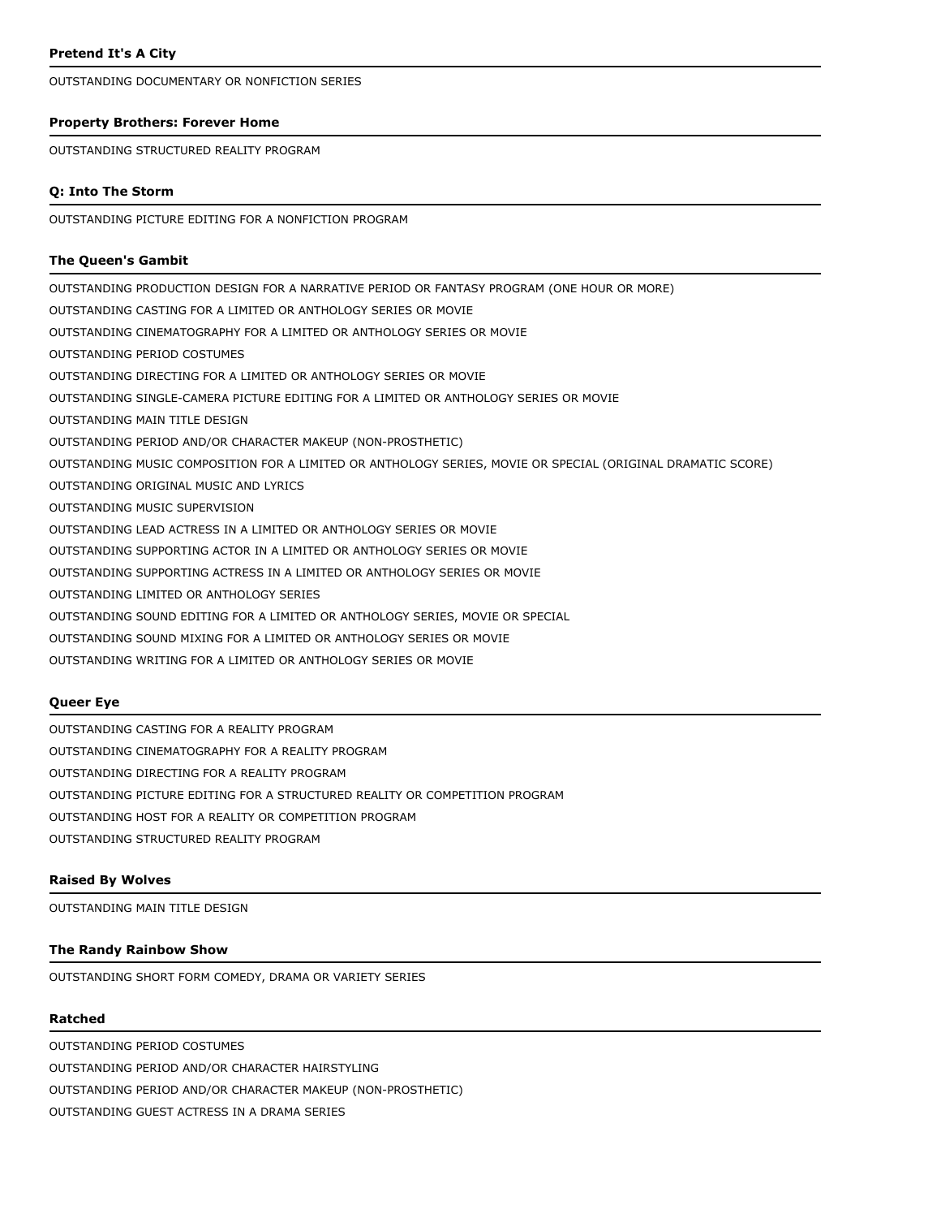#### **Pretend It's A City**

OUTSTANDING DOCUMENTARY OR NONFICTION SERIES

#### **Property Brothers: Forever Home**

OUTSTANDING STRUCTURED REALITY PROGRAM

#### **Q: Into The Storm**

OUTSTANDING PICTURE EDITING FOR A NONFICTION PROGRAM

#### **The Queen's Gambit**

OUTSTANDING PRODUCTION DESIGN FOR A NARRATIVE PERIOD OR FANTASY PROGRAM (ONE HOUR OR MORE)

OUTSTANDING CASTING FOR A LIMITED OR ANTHOLOGY SERIES OR MOVIE

OUTSTANDING CINEMATOGRAPHY FOR A LIMITED OR ANTHOLOGY SERIES OR MOVIE

OUTSTANDING PERIOD COSTUMES

OUTSTANDING DIRECTING FOR A LIMITED OR ANTHOLOGY SERIES OR MOVIE

OUTSTANDING SINGLE-CAMERA PICTURE EDITING FOR A LIMITED OR ANTHOLOGY SERIES OR MOVIE

OUTSTANDING MAIN TITLE DESIGN

OUTSTANDING PERIOD AND/OR CHARACTER MAKEUP (NON-PROSTHETIC)

OUTSTANDING MUSIC COMPOSITION FOR A LIMITED OR ANTHOLOGY SERIES, MOVIE OR SPECIAL (ORIGINAL DRAMATIC SCORE)

OUTSTANDING ORIGINAL MUSIC AND LYRICS

OUTSTANDING MUSIC SUPERVISION

OUTSTANDING LEAD ACTRESS IN A LIMITED OR ANTHOLOGY SERIES OR MOVIE

OUTSTANDING SUPPORTING ACTOR IN A LIMITED OR ANTHOLOGY SERIES OR MOVIE

OUTSTANDING SUPPORTING ACTRESS IN A LIMITED OR ANTHOLOGY SERIES OR MOVIE

OUTSTANDING LIMITED OR ANTHOLOGY SERIES

OUTSTANDING SOUND EDITING FOR A LIMITED OR ANTHOLOGY SERIES, MOVIE OR SPECIAL

OUTSTANDING SOUND MIXING FOR A LIMITED OR ANTHOLOGY SERIES OR MOVIE

OUTSTANDING WRITING FOR A LIMITED OR ANTHOLOGY SERIES OR MOVIE

#### **Queer Eye**

OUTSTANDING CASTING FOR A REALITY PROGRAM

OUTSTANDING CINEMATOGRAPHY FOR A REALITY PROGRAM

OUTSTANDING DIRECTING FOR A REALITY PROGRAM

OUTSTANDING PICTURE EDITING FOR A STRUCTURED REALITY OR COMPETITION PROGRAM

OUTSTANDING HOST FOR A REALITY OR COMPETITION PROGRAM

OUTSTANDING STRUCTURED REALITY PROGRAM

#### **Raised By Wolves**

OUTSTANDING MAIN TITLE DESIGN

#### **The Randy Rainbow Show**

OUTSTANDING SHORT FORM COMEDY, DRAMA OR VARIETY SERIES

#### **Ratched**

OUTSTANDING PERIOD COSTUMES

OUTSTANDING PERIOD AND/OR CHARACTER HAIRSTYLING

OUTSTANDING PERIOD AND/OR CHARACTER MAKEUP (NON-PROSTHETIC)

OUTSTANDING GUEST ACTRESS IN A DRAMA SERIES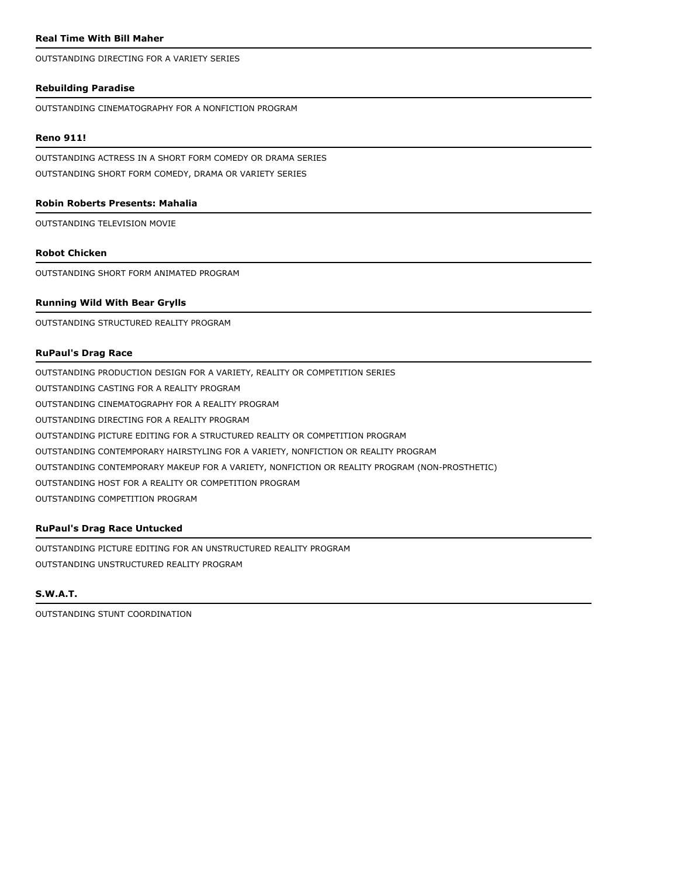### Real Time With Bill Maher

OUTSTANDING DIRECTING FOR A VARIETY SERIES

### Rebuilding Paradise

OUTSTANDING CINEMATOGRAPHY FOR A NONFICTION PROGRAM

### Reno 911!

OUTSTANDING ACTRESS IN A SHORT FORM COMEDY OR DRAMA SERIES

OUTSTANDING SHORT FORM COMEDY, DRAMA OR VARIETY SERIES

### Robin Roberts Presents: Mahalia

OUTSTANDING TELEVISION MOVIE

### Robot Chicken

OUTSTANDING SHORT FORM ANIMATED PROGRAM

### Running Wild With Bear Grylls

OUTSTANDING STRUCTURED REALITY PROGRAM

### RuPaul's Drag Race

OUTSTANDING PRODUCTION DESIGN FOR A VARIETY, REALITY OR COMPETITION SERIES

OUTSTANDING CASTING FOR A REALITY PROGRAM

OUTSTANDING CINEMATOGRAPHY FOR A REALITY PROGRAM

OUTSTANDING DIRECTING FOR A REALITY PROGRAM

OUTSTANDING PICTURE EDITING FOR A STRUCTURED REALITY OR COMPETITION PROGRAM

OUTSTANDING CONTEMPORARY HAIRSTYLING FOR A VARIETY, NONFICTION OR REALITY PROGRAM

OUTSTANDING CONTEMPORARY MAKEUP FOR A VARIETY, NONFICTION OR REALITY PROGRAM (NON-PROSTHETIC)

OUTSTANDING HOST FOR A REALITY OR COMPETITION PROGRAM

OUTSTANDING COMPETITION PROGRAM

### RuPaul's Drag Race Untucked

OUTSTANDING PICTURE EDITING FOR AN UNSTRUCTURED REALITY PROGRAM

OUTSTANDING UNSTRUCTURED REALITY PROGRAM

### S.W.A.T.

OUTSTANDING STUNT COORDINATION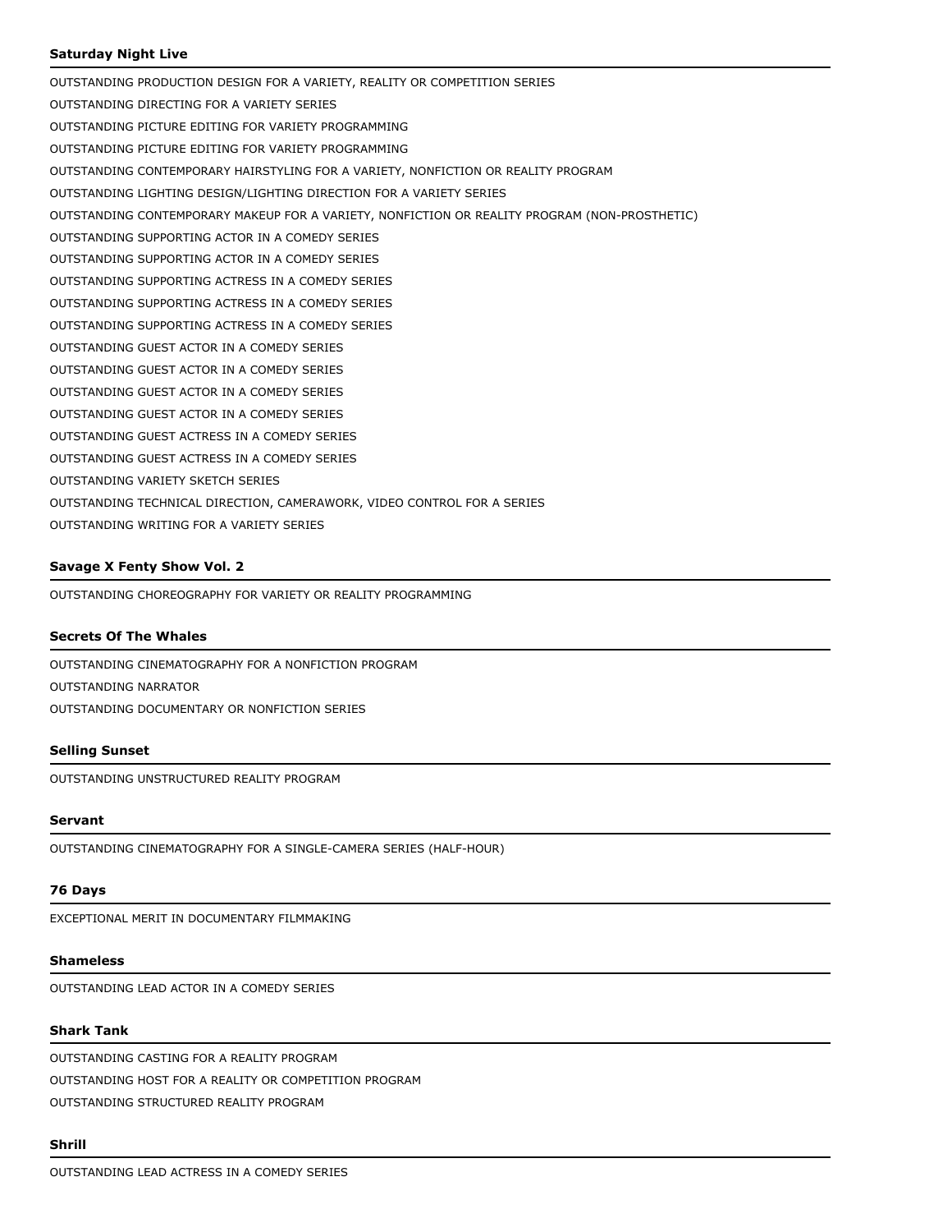### Saturday Night Live

OUTSTANDING PRODUCTION DESIGN FOR A VARIETY, REALITY OR COMPETITION SERIES

OUTSTANDING DIRECTING FOR A VARIETY SERIES

OUTSTANDING PICTURE EDITING FOR VARIETY PROGRAMMING

OUTSTANDING PICTURE EDITING FOR VARIETY PROGRAMMING

OUTSTANDING CONTEMPORARY HAIRSTYLING FOR A VARIETY, NONFICTION OR REALITY PROGRAM

OUTSTANDING LIGHTING DESIGN/LIGHTING DIRECTION FOR A VARIETY SERIES

OUTSTANDING CONTEMPORARY MAKEUP FOR A VARIETY, NONFICTION OR REALITY PROGRAM (NON-PROSTHETIC)

OUTSTANDING SUPPORTING ACTOR IN A COMEDY SERIES

OUTSTANDING SUPPORTING ACTOR IN A COMEDY SERIES

OUTSTANDING SUPPORTING ACTRESS IN A COMEDY SERIES

OUTSTANDING SUPPORTING ACTRESS IN A COMEDY SERIES

OUTSTANDING SUPPORTING ACTRESS IN A COMEDY SERIES

OUTSTANDING GUEST ACTOR IN A COMEDY SERIES

OUTSTANDING GUEST ACTOR IN A COMEDY SERIES

OUTSTANDING GUEST ACTOR IN A COMEDY SERIES

OUTSTANDING GUEST ACTOR IN A COMEDY SERIES

OUTSTANDING GUEST ACTRESS IN A COMEDY SERIES

OUTSTANDING GUEST ACTRESS IN A COMEDY SERIES

OUTSTANDING VARIETY SKETCH SERIES

OUTSTANDING TECHNICAL DIRECTION, CAMERAWORK, VIDEO CONTROL FOR A SERIES

OUTSTANDING WRITING FOR A VARIETY SERIES

### Savage X Fenty Show Vol. 2

OUTSTANDING CHOREOGRAPHY FOR VARIETY OR REALITY PROGRAMMING

### Secrets Of The Whales

OUTSTANDING CINEMATOGRAPHY FOR A NONFICTION PROGRAM

OUTSTANDING NARRATOR

OUTSTANDING DOCUMENTARY OR NONFICTION SERIES

### Selling Sunset

OUTSTANDING UNSTRUCTURED REALITY PROGRAM

### Servant

OUTSTANDING CINEMATOGRAPHY FOR A SINGLE-CAMERA SERIES (HALF-HOUR)

### 76 Days

EXCEPTIONAL MERIT IN DOCUMENTARY FILMMAKING

### Shameless

OUTSTANDING LEAD ACTOR IN A COMEDY SERIES

### Shark Tank

OUTSTANDING CASTING FOR A REALITY PROGRAM

OUTSTANDING HOST FOR A REALITY OR COMPETITION PROGRAM

OUTSTANDING STRUCTURED REALITY PROGRAM

### Shrill

OUTSTANDING LEAD ACTRESS IN A COMEDY SERIES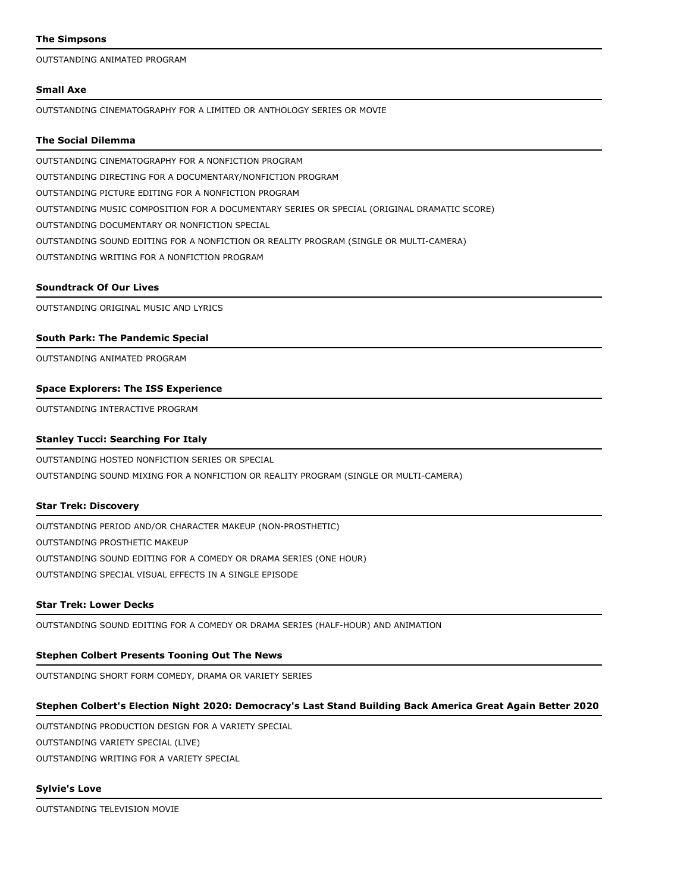**The Simpsons**

OUTSTANDING ANIMATED PROGRAM

**Small Axe**

OUTSTANDING CINEMATOGRAPHY FOR A LIMITED OR ANTHOLOGY SERIES OR MOVIE

**The Social Dilemma**

OUTSTANDING CINEMATOGRAPHY FOR A NONFICTION PROGRAM

OUTSTANDING DIRECTING FOR A DOCUMENTARY/NONFICTION PROGRAM

OUTSTANDING PICTURE EDITING FOR A NONFICTION PROGRAM

OUTSTANDING MUSIC COMPOSITION FOR A DOCUMENTARY SERIES OR SPECIAL (ORIGINAL DRAMATIC SCORE)

OUTSTANDING DOCUMENTARY OR NONFICTION SPECIAL

OUTSTANDING SOUND EDITING FOR A NONFICTION OR REALITY PROGRAM (SINGLE OR MULTI-CAMERA)

OUTSTANDING WRITING FOR A NONFICTION PROGRAM

**Soundtrack Of Our Lives**

OUTSTANDING ORIGINAL MUSIC AND LYRICS

**South Park: The Pandemic Special**

OUTSTANDING ANIMATED PROGRAM

**Space Explorers: The ISS Experience**

OUTSTANDING INTERACTIVE PROGRAM

**Stanley Tucci: Searching For Italy**

OUTSTANDING HOSTED NONFICTION SERIES OR SPECIAL

OUTSTANDING SOUND MIXING FOR A NONFICTION OR REALITY PROGRAM (SINGLE OR MULTI-CAMERA)

**Star Trek: Discovery**

OUTSTANDING PERIOD AND/OR CHARACTER MAKEUP (NON-PROSTHETIC)

OUTSTANDING PROSTHETIC MAKEUP

OUTSTANDING SOUND EDITING FOR A COMEDY OR DRAMA SERIES (ONE HOUR)

OUTSTANDING SPECIAL VISUAL EFFECTS IN A SINGLE EPISODE

**Star Trek: Lower Decks**

OUTSTANDING SOUND EDITING FOR A COMEDY OR DRAMA SERIES (HALF-HOUR) AND ANIMATION

**Stephen Colbert Presents Tooning Out The News**

OUTSTANDING SHORT FORM COMEDY, DRAMA OR VARIETY SERIES

**Stephen Colbert's Election Night 2020: Democracy's Last Stand Building Back America Great Again Better 2020**

OUTSTANDING PRODUCTION DESIGN FOR A VARIETY SPECIAL

OUTSTANDING VARIETY SPECIAL (LIVE)

OUTSTANDING WRITING FOR A VARIETY SPECIAL

**Sylvie's Love**

OUTSTANDING TELEVISION MOVIE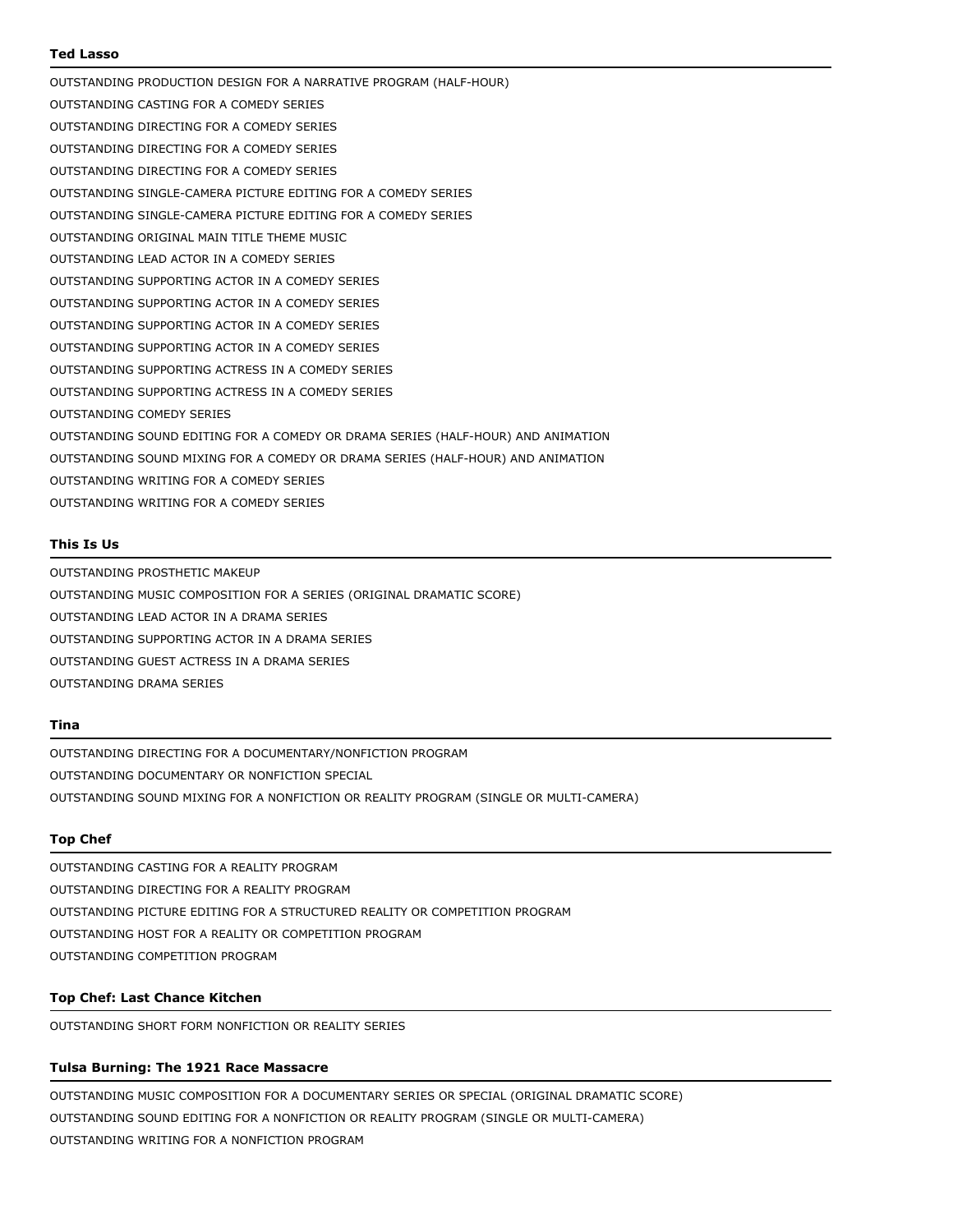**Ted Lasso**

OUTSTANDING PRODUCTION DESIGN FOR A NARRATIVE PROGRAM (HALF-HOUR)
OUTSTANDING CASTING FOR A COMEDY SERIES
OUTSTANDING DIRECTING FOR A COMEDY SERIES
OUTSTANDING DIRECTING FOR A COMEDY SERIES
OUTSTANDING DIRECTING FOR A COMEDY SERIES
OUTSTANDING SINGLE-CAMERA PICTURE EDITING FOR A COMEDY SERIES
OUTSTANDING SINGLE-CAMERA PICTURE EDITING FOR A COMEDY SERIES
OUTSTANDING ORIGINAL MAIN TITLE THEME MUSIC
OUTSTANDING LEAD ACTOR IN A COMEDY SERIES
OUTSTANDING SUPPORTING ACTOR IN A COMEDY SERIES
OUTSTANDING SUPPORTING ACTOR IN A COMEDY SERIES
OUTSTANDING SUPPORTING ACTOR IN A COMEDY SERIES
OUTSTANDING SUPPORTING ACTOR IN A COMEDY SERIES
OUTSTANDING SUPPORTING ACTRESS IN A COMEDY SERIES
OUTSTANDING SUPPORTING ACTRESS IN A COMEDY SERIES
OUTSTANDING COMEDY SERIES
OUTSTANDING SOUND EDITING FOR A COMEDY OR DRAMA SERIES (HALF-HOUR) AND ANIMATION
OUTSTANDING SOUND MIXING FOR A COMEDY OR DRAMA SERIES (HALF-HOUR) AND ANIMATION
OUTSTANDING WRITING FOR A COMEDY SERIES
OUTSTANDING WRITING FOR A COMEDY SERIES

**This Is Us**

OUTSTANDING PROSTHETIC MAKEUP
OUTSTANDING MUSIC COMPOSITION FOR A SERIES (ORIGINAL DRAMATIC SCORE)
OUTSTANDING LEAD ACTOR IN A DRAMA SERIES
OUTSTANDING SUPPORTING ACTOR IN A DRAMA SERIES
OUTSTANDING GUEST ACTRESS IN A DRAMA SERIES
OUTSTANDING DRAMA SERIES

**Tina**

OUTSTANDING DIRECTING FOR A DOCUMENTARY/NONFICTION PROGRAM
OUTSTANDING DOCUMENTARY OR NONFICTION SPECIAL
OUTSTANDING SOUND MIXING FOR A NONFICTION OR REALITY PROGRAM (SINGLE OR MULTI-CAMERA)

**Top Chef**

OUTSTANDING CASTING FOR A REALITY PROGRAM
OUTSTANDING DIRECTING FOR A REALITY PROGRAM
OUTSTANDING PICTURE EDITING FOR A STRUCTURED REALITY OR COMPETITION PROGRAM
OUTSTANDING HOST FOR A REALITY OR COMPETITION PROGRAM
OUTSTANDING COMPETITION PROGRAM

**Top Chef: Last Chance Kitchen**

OUTSTANDING SHORT FORM NONFICTION OR REALITY SERIES

**Tulsa Burning: The 1921 Race Massacre**

OUTSTANDING MUSIC COMPOSITION FOR A DOCUMENTARY SERIES OR SPECIAL (ORIGINAL DRAMATIC SCORE)
OUTSTANDING SOUND EDITING FOR A NONFICTION OR REALITY PROGRAM (SINGLE OR MULTI-CAMERA)
OUTSTANDING WRITING FOR A NONFICTION PROGRAM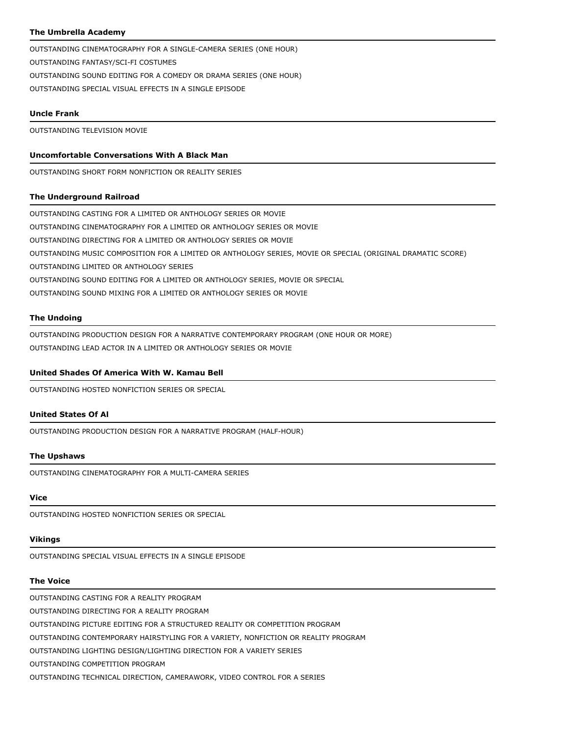**The Umbrella Academy**

OUTSTANDING CINEMATOGRAPHY FOR A SINGLE-CAMERA SERIES (ONE HOUR)

OUTSTANDING FANTASY/SCI-FI COSTUMES

OUTSTANDING SOUND EDITING FOR A COMEDY OR DRAMA SERIES (ONE HOUR)

OUTSTANDING SPECIAL VISUAL EFFECTS IN A SINGLE EPISODE

**Uncle Frank**

OUTSTANDING TELEVISION MOVIE

**Uncomfortable Conversations With A Black Man**

OUTSTANDING SHORT FORM NONFICTION OR REALITY SERIES

**The Underground Railroad**

OUTSTANDING CASTING FOR A LIMITED OR ANTHOLOGY SERIES OR MOVIE

OUTSTANDING CINEMATOGRAPHY FOR A LIMITED OR ANTHOLOGY SERIES OR MOVIE

OUTSTANDING DIRECTING FOR A LIMITED OR ANTHOLOGY SERIES OR MOVIE

OUTSTANDING MUSIC COMPOSITION FOR A LIMITED OR ANTHOLOGY SERIES, MOVIE OR SPECIAL (ORIGINAL DRAMATIC SCORE)

OUTSTANDING LIMITED OR ANTHOLOGY SERIES

OUTSTANDING SOUND EDITING FOR A LIMITED OR ANTHOLOGY SERIES, MOVIE OR SPECIAL

OUTSTANDING SOUND MIXING FOR A LIMITED OR ANTHOLOGY SERIES OR MOVIE

**The Undoing**

OUTSTANDING PRODUCTION DESIGN FOR A NARRATIVE CONTEMPORARY PROGRAM (ONE HOUR OR MORE)

OUTSTANDING LEAD ACTOR IN A LIMITED OR ANTHOLOGY SERIES OR MOVIE

**United Shades Of America With W. Kamau Bell**

OUTSTANDING HOSTED NONFICTION SERIES OR SPECIAL

**United States Of Al**

OUTSTANDING PRODUCTION DESIGN FOR A NARRATIVE PROGRAM (HALF-HOUR)

**The Upshaws**

OUTSTANDING CINEMATOGRAPHY FOR A MULTI-CAMERA SERIES

**Vice**

OUTSTANDING HOSTED NONFICTION SERIES OR SPECIAL

**Vikings**

OUTSTANDING SPECIAL VISUAL EFFECTS IN A SINGLE EPISODE

**The Voice**

OUTSTANDING CASTING FOR A REALITY PROGRAM

OUTSTANDING DIRECTING FOR A REALITY PROGRAM

OUTSTANDING PICTURE EDITING FOR A STRUCTURED REALITY OR COMPETITION PROGRAM

OUTSTANDING CONTEMPORARY HAIRSTYLING FOR A VARIETY, NONFICTION OR REALITY PROGRAM

OUTSTANDING LIGHTING DESIGN/LIGHTING DIRECTION FOR A VARIETY SERIES

OUTSTANDING COMPETITION PROGRAM

OUTSTANDING TECHNICAL DIRECTION, CAMERAWORK, VIDEO CONTROL FOR A SERIES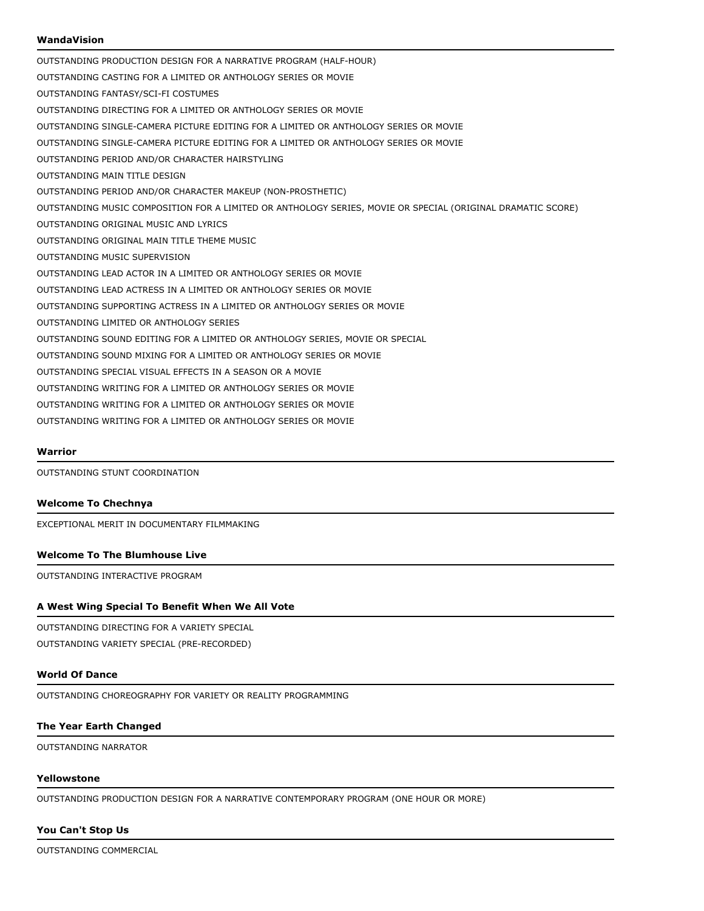### WandaVision

OUTSTANDING PRODUCTION DESIGN FOR A NARRATIVE PROGRAM (HALF-HOUR)

OUTSTANDING CASTING FOR A LIMITED OR ANTHOLOGY SERIES OR MOVIE

OUTSTANDING FANTASY/SCI-FI COSTUMES

OUTSTANDING DIRECTING FOR A LIMITED OR ANTHOLOGY SERIES OR MOVIE

OUTSTANDING SINGLE-CAMERA PICTURE EDITING FOR A LIMITED OR ANTHOLOGY SERIES OR MOVIE

OUTSTANDING SINGLE-CAMERA PICTURE EDITING FOR A LIMITED OR ANTHOLOGY SERIES OR MOVIE

OUTSTANDING PERIOD AND/OR CHARACTER HAIRSTYLING

OUTSTANDING MAIN TITLE DESIGN

OUTSTANDING PERIOD AND/OR CHARACTER MAKEUP (NON-PROSTHETIC)

OUTSTANDING MUSIC COMPOSITION FOR A LIMITED OR ANTHOLOGY SERIES, MOVIE OR SPECIAL (ORIGINAL DRAMATIC SCORE)

OUTSTANDING ORIGINAL MUSIC AND LYRICS

OUTSTANDING ORIGINAL MAIN TITLE THEME MUSIC

OUTSTANDING MUSIC SUPERVISION

OUTSTANDING LEAD ACTOR IN A LIMITED OR ANTHOLOGY SERIES OR MOVIE

OUTSTANDING LEAD ACTRESS IN A LIMITED OR ANTHOLOGY SERIES OR MOVIE

OUTSTANDING SUPPORTING ACTRESS IN A LIMITED OR ANTHOLOGY SERIES OR MOVIE

OUTSTANDING LIMITED OR ANTHOLOGY SERIES

OUTSTANDING SOUND EDITING FOR A LIMITED OR ANTHOLOGY SERIES, MOVIE OR SPECIAL

OUTSTANDING SOUND MIXING FOR A LIMITED OR ANTHOLOGY SERIES OR MOVIE

OUTSTANDING SPECIAL VISUAL EFFECTS IN A SEASON OR A MOVIE

OUTSTANDING WRITING FOR A LIMITED OR ANTHOLOGY SERIES OR MOVIE

OUTSTANDING WRITING FOR A LIMITED OR ANTHOLOGY SERIES OR MOVIE

OUTSTANDING WRITING FOR A LIMITED OR ANTHOLOGY SERIES OR MOVIE

### Warrior

OUTSTANDING STUNT COORDINATION

### Welcome To Chechnya

EXCEPTIONAL MERIT IN DOCUMENTARY FILMMAKING

### Welcome To The Blumhouse Live

OUTSTANDING INTERACTIVE PROGRAM

### A West Wing Special To Benefit When We All Vote

OUTSTANDING DIRECTING FOR A VARIETY SPECIAL

OUTSTANDING VARIETY SPECIAL (PRE-RECORDED)

### World Of Dance

OUTSTANDING CHOREOGRAPHY FOR VARIETY OR REALITY PROGRAMMING

### The Year Earth Changed

OUTSTANDING NARRATOR

### Yellowstone

OUTSTANDING PRODUCTION DESIGN FOR A NARRATIVE CONTEMPORARY PROGRAM (ONE HOUR OR MORE)

### You Can't Stop Us

OUTSTANDING COMMERCIAL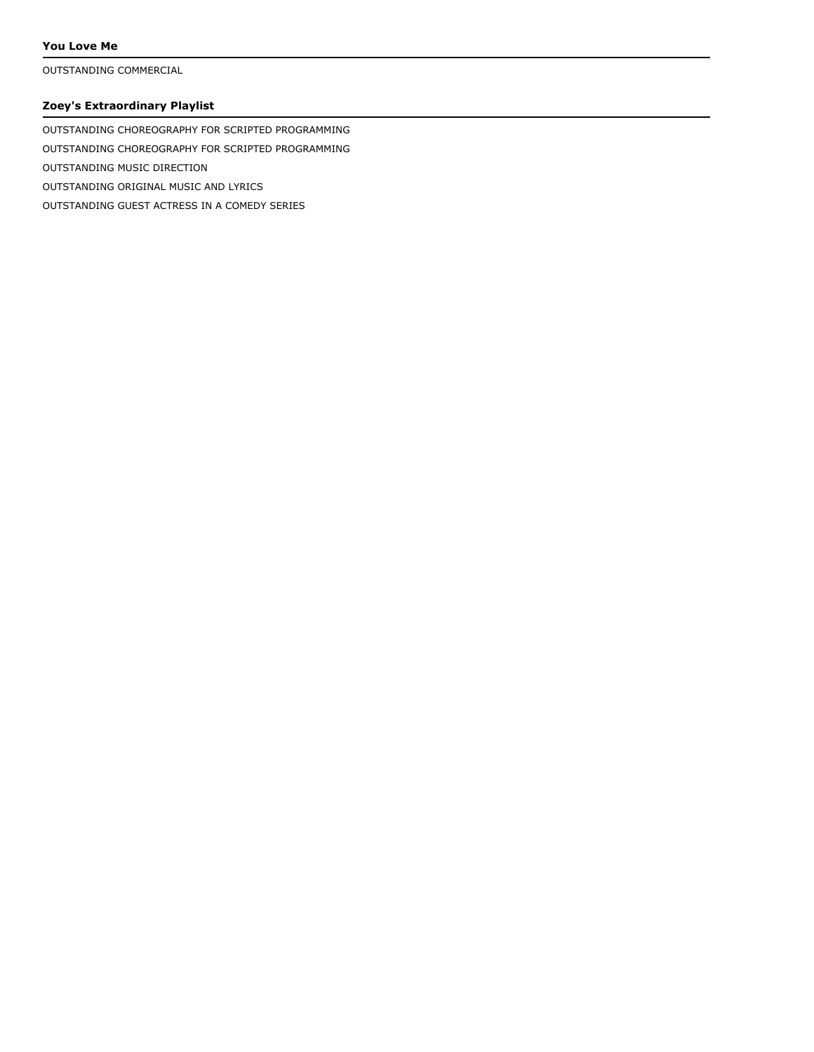### You Love Me

OUTSTANDING COMMERCIAL

### Zoey's Extraordinary Playlist

OUTSTANDING CHOREOGRAPHY FOR SCRIPTED PROGRAMMING

OUTSTANDING CHOREOGRAPHY FOR SCRIPTED PROGRAMMING

OUTSTANDING MUSIC DIRECTION

OUTSTANDING ORIGINAL MUSIC AND LYRICS

OUTSTANDING GUEST ACTRESS IN A COMEDY SERIES